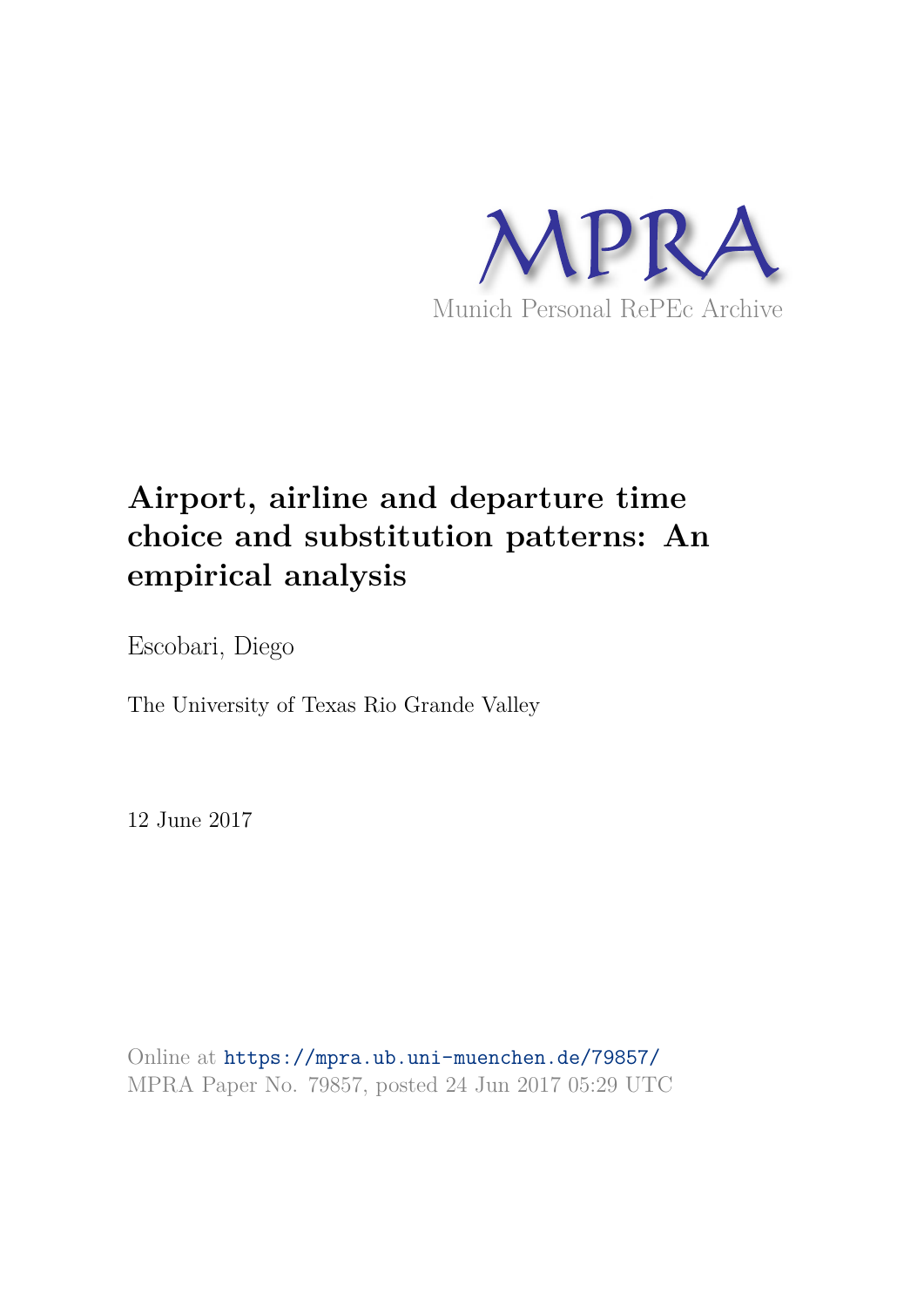MPRA

Munich Personal RePEc Archive

# Airport, airline and departure time choice and substitution patterns: An empirical analysis

Escobari, Diego

The University of Texas Rio Grande Valley

12 June 2017

Online at https://mpra.ub.uni-muenchen.de/79857/
MPRA Paper No. 79857, posted 24 Jun 2017 05:29 UTC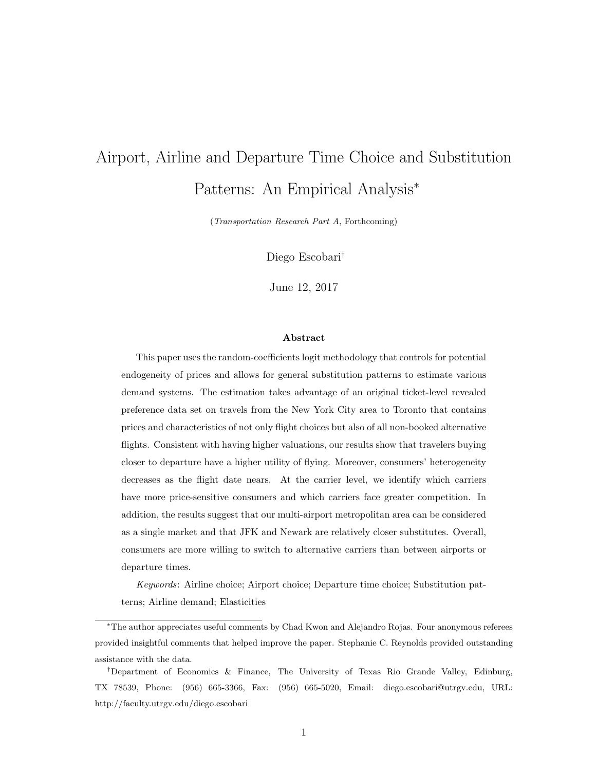# Airport, Airline and Departure Time Choice and Substitution Patterns: An Empirical Analysis[*]

(*Transportation Research Part A*, Forthcoming)

Diego Escobari[†]

June 12, 2017

### Abstract

This paper uses the random-coefficients logit methodology that controls for potential endogeneity of prices and allows for general substitution patterns to estimate various demand systems. The estimation takes advantage of an original ticket-level revealed preference data set on travels from the New York City area to Toronto that contains prices and characteristics of not only flight choices but also of all non-booked alternative flights. Consistent with having higher valuations, our results show that travelers buying closer to departure have a higher utility of flying. Moreover, consumers' heterogeneity decreases as the flight date nears. At the carrier level, we identify which carriers have more price-sensitive consumers and which carriers face greater competition. In addition, the results suggest that our multi-airport metropolitan area can be considered as a single market and that JFK and Newark are relatively closer substitutes. Overall, consumers are more willing to switch to alternative carriers than between airports or departure times.

*Keywords*: Airline choice; Airport choice; Departure time choice; Substitution patterns; Airline demand; Elasticities

---

[*] The author appreciates useful comments by Chad Kwon and Alejandro Rojas. Four anonymous referees provided insightful comments that helped improve the paper. Stephanie C. Reynolds provided outstanding assistance with the data.

[†] Department of Economics & Finance, The University of Texas Rio Grande Valley, Edinburg, TX 78539, Phone: (956) 665-3366, Fax: (956) 665-5020, Email: diego.escobari@utrgv.edu, URL: http://faculty.utrgv.edu/diego.escobari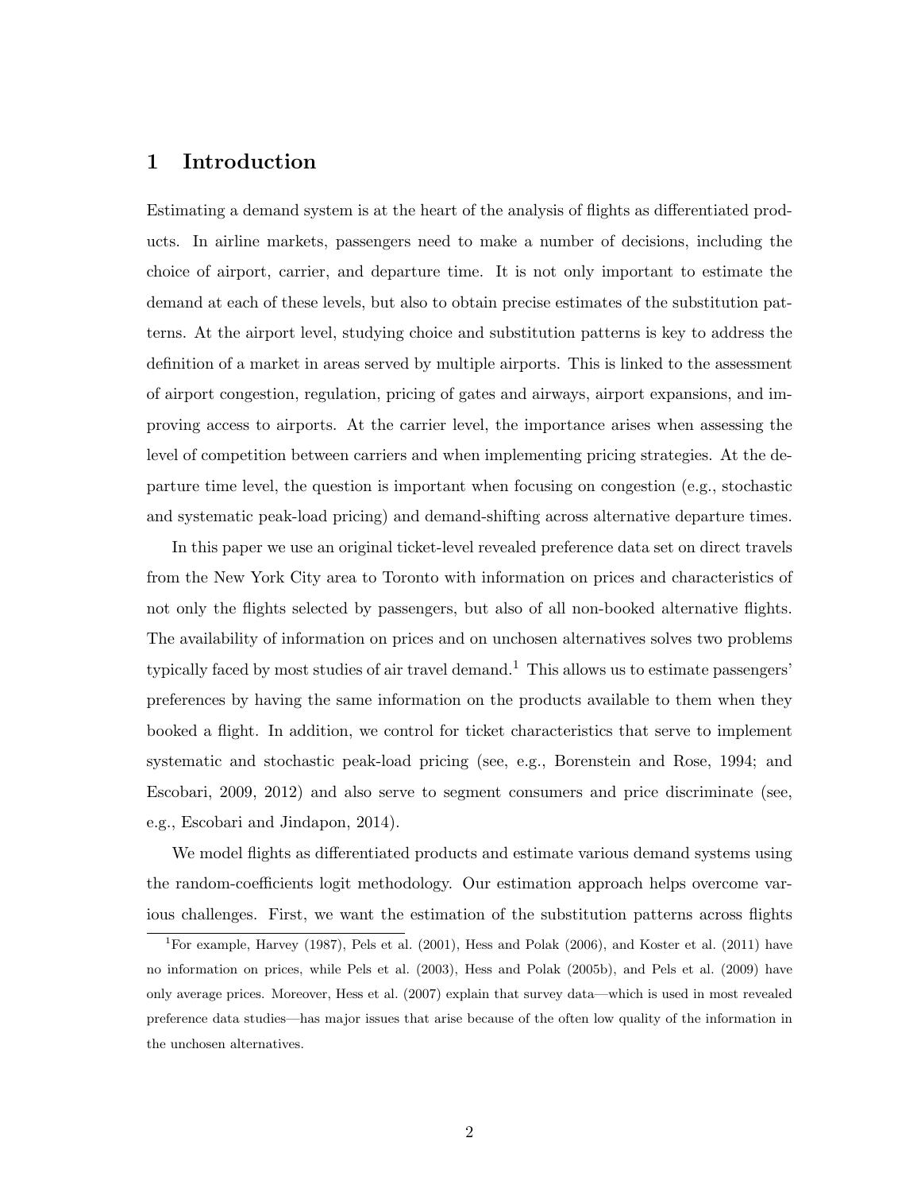# 1 Introduction

Estimating a demand system is at the heart of the analysis of flights as differentiated products. In airline markets, passengers need to make a number of decisions, including the choice of airport, carrier, and departure time. It is not only important to estimate the demand at each of these levels, but also to obtain precise estimates of the substitution patterns. At the airport level, studying choice and substitution patterns is key to address the definition of a market in areas served by multiple airports. This is linked to the assessment of airport congestion, regulation, pricing of gates and airways, airport expansions, and improving access to airports. At the carrier level, the importance arises when assessing the level of competition between carriers and when implementing pricing strategies. At the departure time level, the question is important when focusing on congestion (e.g., stochastic and systematic peak-load pricing) and demand-shifting across alternative departure times.

In this paper we use an original ticket-level revealed preference data set on direct travels from the New York City area to Toronto with information on prices and characteristics of not only the flights selected by passengers, but also of all non-booked alternative flights. The availability of information on prices and on unchosen alternatives solves two problems typically faced by most studies of air travel demand.[1] This allows us to estimate passengers' preferences by having the same information on the products available to them when they booked a flight. In addition, we control for ticket characteristics that serve to implement systematic and stochastic peak-load pricing (see, e.g., Borenstein and Rose, 1994; and Escobari, 2009, 2012) and also serve to segment consumers and price discriminate (see, e.g., Escobari and Jindapon, 2014).

We model flights as differentiated products and estimate various demand systems using the random-coefficients logit methodology. Our estimation approach helps overcome various challenges. First, we want the estimation of the substitution patterns across flights

[1] For example, Harvey (1987), Pels et al. (2001), Hess and Polak (2006), and Koster et al. (2011) have no information on prices, while Pels et al. (2003), Hess and Polak (2005b), and Pels et al. (2009) have only average prices. Moreover, Hess et al. (2007) explain that survey data—which is used in most revealed preference data studies—has major issues that arise because of the often low quality of the information in the unchosen alternatives.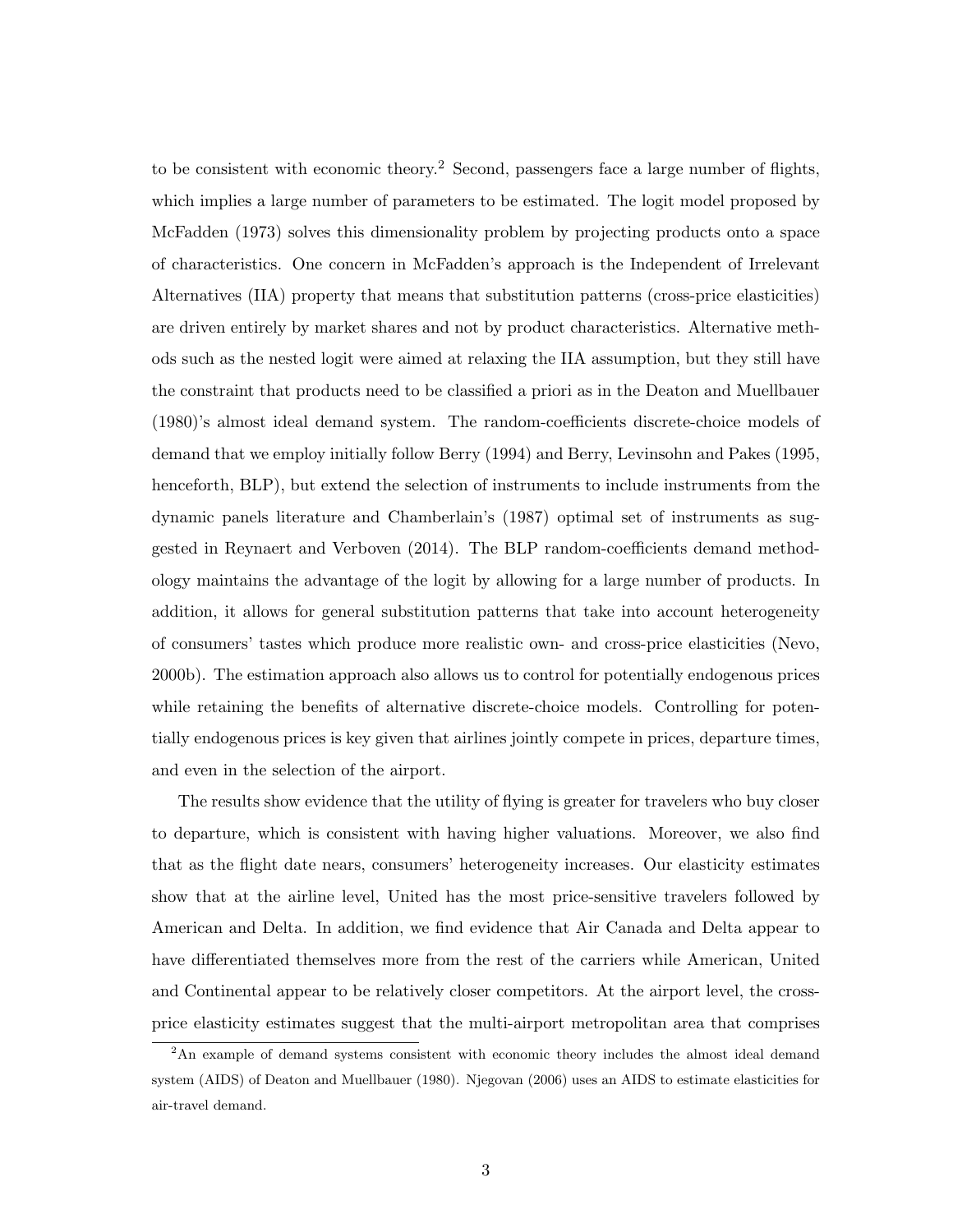to be consistent with economic theory.[2] Second, passengers face a large number of flights, which implies a large number of parameters to be estimated. The logit model proposed by McFadden (1973) solves this dimensionality problem by projecting products onto a space of characteristics. One concern in McFadden's approach is the Independent of Irrelevant Alternatives (IIA) property that means that substitution patterns (cross-price elasticities) are driven entirely by market shares and not by product characteristics. Alternative methods such as the nested logit were aimed at relaxing the IIA assumption, but they still have the constraint that products need to be classified a priori as in the Deaton and Muellbauer (1980)'s almost ideal demand system. The random-coefficients discrete-choice models of demand that we employ initially follow Berry (1994) and Berry, Levinsohn and Pakes (1995, henceforth, BLP), but extend the selection of instruments to include instruments from the dynamic panels literature and Chamberlain's (1987) optimal set of instruments as suggested in Reynaert and Verboven (2014). The BLP random-coefficients demand methodology maintains the advantage of the logit by allowing for a large number of products. In addition, it allows for general substitution patterns that take into account heterogeneity of consumers' tastes which produce more realistic own- and cross-price elasticities (Nevo, 2000b). The estimation approach also allows us to control for potentially endogenous prices while retaining the benefits of alternative discrete-choice models. Controlling for potentially endogenous prices is key given that airlines jointly compete in prices, departure times, and even in the selection of the airport.

The results show evidence that the utility of flying is greater for travelers who buy closer to departure, which is consistent with having higher valuations. Moreover, we also find that as the flight date nears, consumers' heterogeneity increases. Our elasticity estimates show that at the airline level, United has the most price-sensitive travelers followed by American and Delta. In addition, we find evidence that Air Canada and Delta appear to have differentiated themselves more from the rest of the carriers while American, United and Continental appear to be relatively closer competitors. At the airport level, the cross-price elasticity estimates suggest that the multi-airport metropolitan area that comprises

[2] An example of demand systems consistent with economic theory includes the almost ideal demand system (AIDS) of Deaton and Muellbauer (1980). Njegovan (2006) uses an AIDS to estimate elasticities for air-travel demand.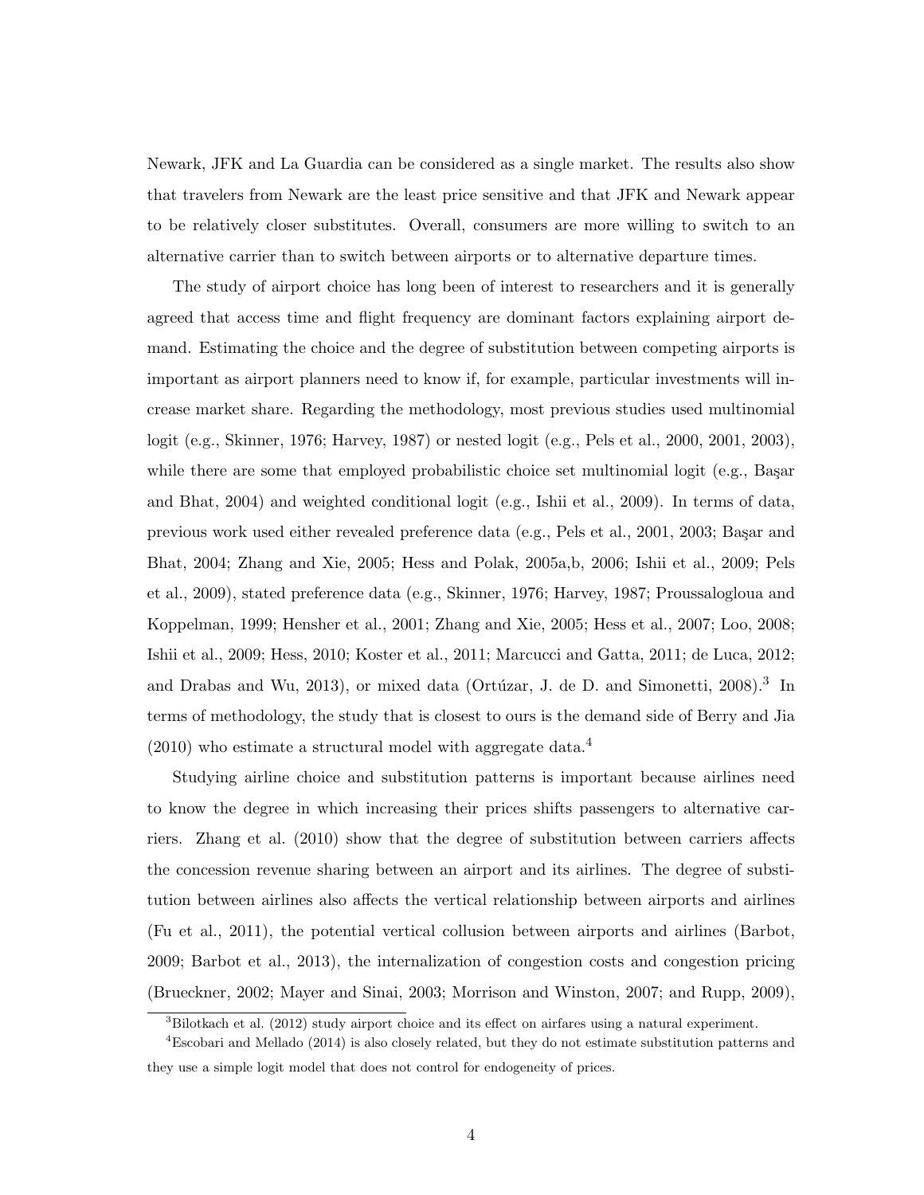Newark, JFK and La Guardia can be considered as a single market. The results also show that travelers from Newark are the least price sensitive and that JFK and Newark appear to be relatively closer substitutes. Overall, consumers are more willing to switch to an alternative carrier than to switch between airports or to alternative departure times.

The study of airport choice has long been of interest to researchers and it is generally agreed that access time and flight frequency are dominant factors explaining airport demand. Estimating the choice and the degree of substitution between competing airports is important as airport planners need to know if, for example, particular investments will increase market share. Regarding the methodology, most previous studies used multinomial logit (e.g., Skinner, 1976; Harvey, 1987) or nested logit (e.g., Pels et al., 2000, 2001, 2003), while there are some that employed probabilistic choice set multinomial logit (e.g., Başar and Bhat, 2004) and weighted conditional logit (e.g., Ishii et al., 2009). In terms of data, previous work used either revealed preference data (e.g., Pels et al., 2001, 2003; Başar and Bhat, 2004; Zhang and Xie, 2005; Hess and Polak, 2005a,b, 2006; Ishii et al., 2009; Pels et al., 2009), stated preference data (e.g., Skinner, 1976; Harvey, 1987; Proussalogloua and Koppelman, 1999; Hensher et al., 2001; Zhang and Xie, 2005; Hess et al., 2007; Loo, 2008; Ishii et al., 2009; Hess, 2010; Koster et al., 2011; Marcucci and Gatta, 2011; de Luca, 2012; and Drabas and Wu, 2013), or mixed data (Ortúzar, J. de D. and Simonetti, 2008).[3] In terms of methodology, the study that is closest to ours is the demand side of Berry and Jia (2010) who estimate a structural model with aggregate data.[4]

Studying airline choice and substitution patterns is important because airlines need to know the degree in which increasing their prices shifts passengers to alternative carriers. Zhang et al. (2010) show that the degree of substitution between carriers affects the concession revenue sharing between an airport and its airlines. The degree of substitution between airlines also affects the vertical relationship between airports and airlines (Fu et al., 2011), the potential vertical collusion between airports and airlines (Barbot, 2009; Barbot et al., 2013), the internalization of congestion costs and congestion pricing (Brueckner, 2002; Mayer and Sinai, 2003; Morrison and Winston, 2007; and Rupp, 2009),

[3] Bilotkach et al. (2012) study airport choice and its effect on airfares using a natural experiment.

[4] Escobari and Mellado (2014) is also closely related, but they do not estimate substitution patterns and they use a simple logit model that does not control for endogeneity of prices.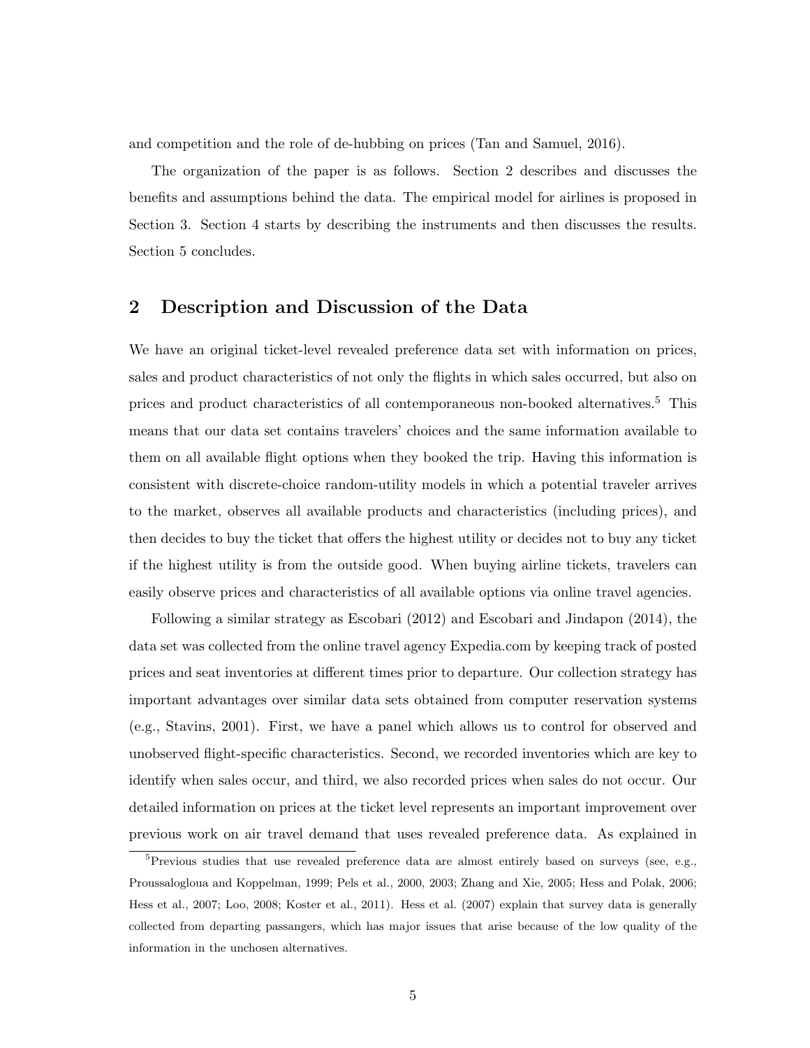and competition and the role of de-hubbing on prices (Tan and Samuel, 2016).

The organization of the paper is as follows. Section 2 describes and discusses the benefits and assumptions behind the data. The empirical model for airlines is proposed in Section 3. Section 4 starts by describing the instruments and then discusses the results. Section 5 concludes.

## 2 Description and Discussion of the Data

We have an original ticket-level revealed preference data set with information on prices, sales and product characteristics of not only the flights in which sales occurred, but also on prices and product characteristics of all contemporaneous non-booked alternatives.[5] This means that our data set contains travelers' choices and the same information available to them on all available flight options when they booked the trip. Having this information is consistent with discrete-choice random-utility models in which a potential traveler arrives to the market, observes all available products and characteristics (including prices), and then decides to buy the ticket that offers the highest utility or decides not to buy any ticket if the highest utility is from the outside good. When buying airline tickets, travelers can easily observe prices and characteristics of all available options via online travel agencies.

Following a similar strategy as Escobari (2012) and Escobari and Jindapon (2014), the data set was collected from the online travel agency Expedia.com by keeping track of posted prices and seat inventories at different times prior to departure. Our collection strategy has important advantages over similar data sets obtained from computer reservation systems (e.g., Stavins, 2001). First, we have a panel which allows us to control for observed and unobserved flight-specific characteristics. Second, we recorded inventories which are key to identify when sales occur, and third, we also recorded prices when sales do not occur. Our detailed information on prices at the ticket level represents an important improvement over previous work on air travel demand that uses revealed preference data. As explained in

[5] Previous studies that use revealed preference data are almost entirely based on surveys (see, e.g., Proussaloglou and Koppelman, 1999; Pels et al., 2000, 2003; Zhang and Xie, 2005; Hess and Polak, 2006; Hess et al., 2007; Loo, 2008; Koster et al., 2011). Hess et al. (2007) explain that survey data is generally collected from departing passangers, which has major issues that arise because of the low quality of the information in the unchosen alternatives.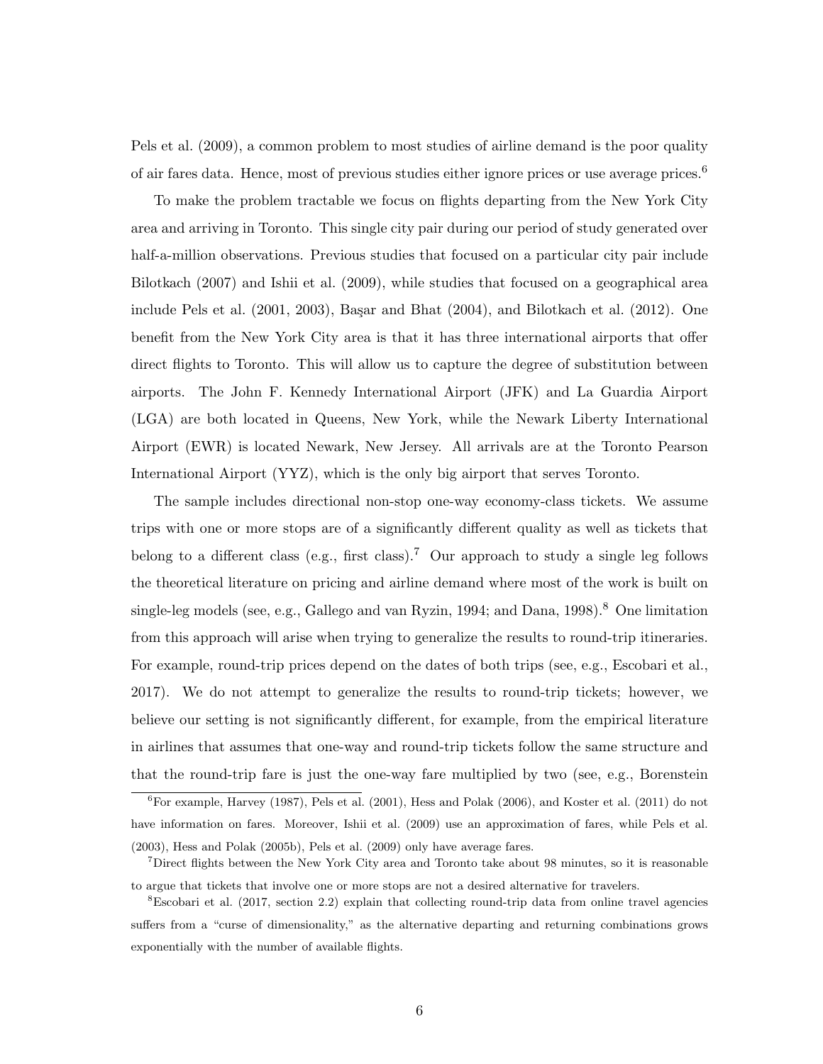Pels et al. (2009), a common problem to most studies of airline demand is the poor quality of air fares data. Hence, most of previous studies either ignore prices or use average prices.[6]

To make the problem tractable we focus on flights departing from the New York City area and arriving in Toronto. This single city pair during our period of study generated over half-a-million observations. Previous studies that focused on a particular city pair include Bilotkach (2007) and Ishii et al. (2009), while studies that focused on a geographical area include Pels et al. (2001, 2003), Başar and Bhat (2004), and Bilotkach et al. (2012). One benefit from the New York City area is that it has three international airports that offer direct flights to Toronto. This will allow us to capture the degree of substitution between airports. The John F. Kennedy International Airport (JFK) and La Guardia Airport (LGA) are both located in Queens, New York, while the Newark Liberty International Airport (EWR) is located Newark, New Jersey. All arrivals are at the Toronto Pearson International Airport (YYZ), which is the only big airport that serves Toronto.

The sample includes directional non-stop one-way economy-class tickets. We assume trips with one or more stops are of a significantly different quality as well as tickets that belong to a different class (e.g., first class).[7] Our approach to study a single leg follows the theoretical literature on pricing and airline demand where most of the work is built on single-leg models (see, e.g., Gallego and van Ryzin, 1994; and Dana, 1998).[8] One limitation from this approach will arise when trying to generalize the results to round-trip itineraries. For example, round-trip prices depend on the dates of both trips (see, e.g., Escobari et al., 2017). We do not attempt to generalize the results to round-trip tickets; however, we believe our setting is not significantly different, for example, from the empirical literature in airlines that assumes that one-way and round-trip tickets follow the same structure and that the round-trip fare is just the one-way fare multiplied by two (see, e.g., Borenstein

[6] For example, Harvey (1987), Pels et al. (2001), Hess and Polak (2006), and Koster et al. (2011) do not have information on fares. Moreover, Ishii et al. (2009) use an approximation of fares, while Pels et al. (2003), Hess and Polak (2005b), Pels et al. (2009) only have average fares.

[7] Direct flights between the New York City area and Toronto take about 98 minutes, so it is reasonable to argue that tickets that involve one or more stops are not a desired alternative for travelers.

[8] Escobari et al. (2017, section 2.2) explain that collecting round-trip data from online travel agencies suffers from a "curse of dimensionality," as the alternative departing and returning combinations grows exponentially with the number of available flights.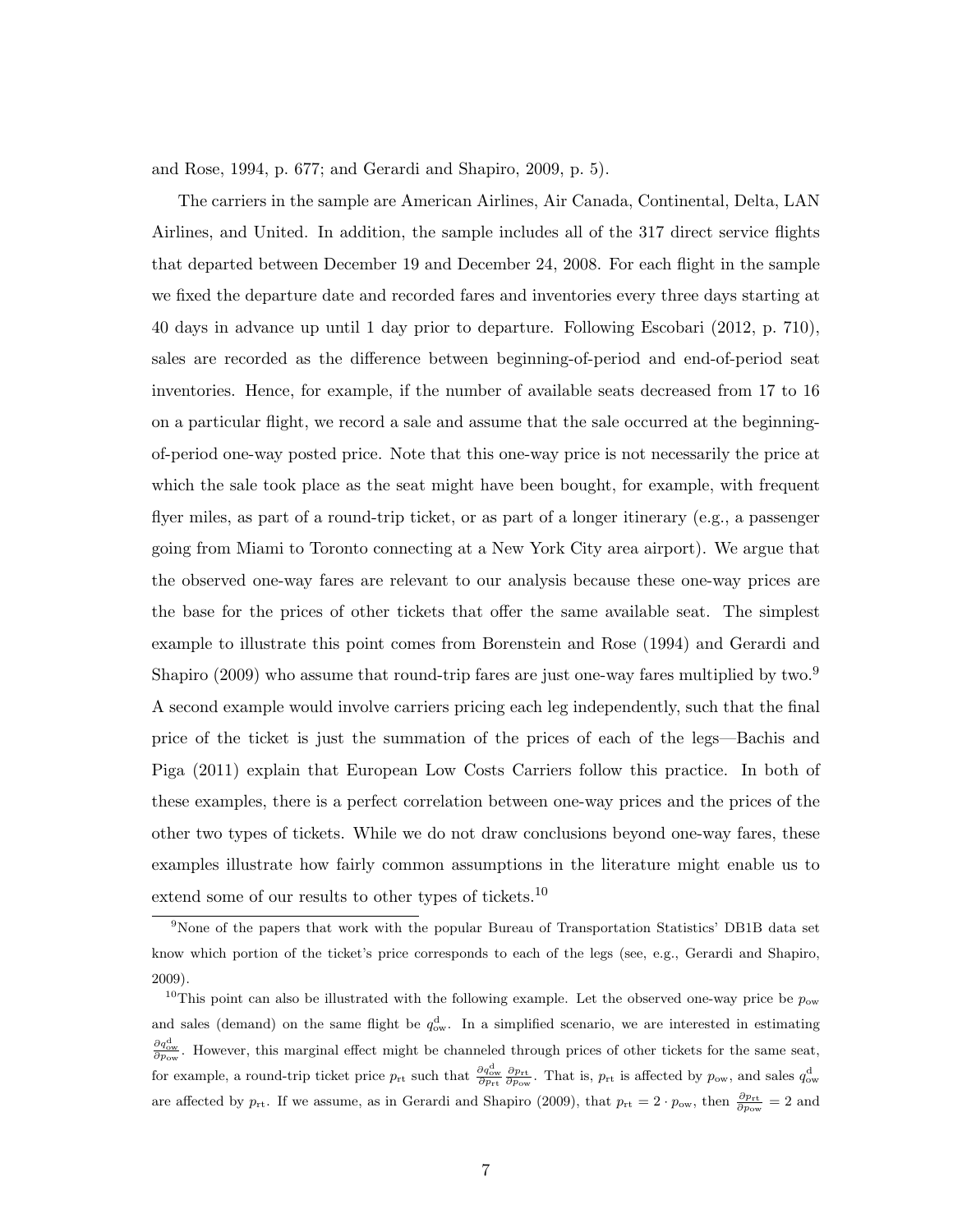and Rose, 1994, p. 677; and Gerardi and Shapiro, 2009, p. 5).

The carriers in the sample are American Airlines, Air Canada, Continental, Delta, LAN Airlines, and United. In addition, the sample includes all of the 317 direct service flights that departed between December 19 and December 24, 2008. For each flight in the sample we fixed the departure date and recorded fares and inventories every three days starting at 40 days in advance up until 1 day prior to departure. Following Escobari (2012, p. 710), sales are recorded as the difference between beginning-of-period and end-of-period seat inventories. Hence, for example, if the number of available seats decreased from 17 to 16 on a particular flight, we record a sale and assume that the sale occurred at the beginning-of-period one-way posted price. Note that this one-way price is not necessarily the price at which the sale took place as the seat might have been bought, for example, with frequent flyer miles, as part of a round-trip ticket, or as part of a longer itinerary (e.g., a passenger going from Miami to Toronto connecting at a New York City area airport). We argue that the observed one-way fares are relevant to our analysis because these one-way prices are the base for the prices of other tickets that offer the same available seat. The simplest example to illustrate this point comes from Borenstein and Rose (1994) and Gerardi and Shapiro (2009) who assume that round-trip fares are just one-way fares multiplied by two.[9] A second example would involve carriers pricing each leg independently, such that the final price of the ticket is just the summation of the prices of each of the legs—Bachis and Piga (2011) explain that European Low Costs Carriers follow this practice. In both of these examples, there is a perfect correlation between one-way prices and the prices of the other two types of tickets. While we do not draw conclusions beyond one-way fares, these examples illustrate how fairly common assumptions in the literature might enable us to extend some of our results to other types of tickets.[10]

[9] None of the papers that work with the popular Bureau of Transportation Statistics' DB1B data set know which portion of the ticket's price corresponds to each of the legs (see, e.g., Gerardi and Shapiro, 2009).

[10] This point can also be illustrated with the following example. Let the observed one-way price be $p_{\text{ow}}$ and sales (demand) on the same flight be $q^{\text{d}}_{\text{ow}}$. In a simplified scenario, we are interested in estimating $\frac{\partial q^{\text{d}}_{\text{ow}}}{\partial p_{\text{ow}}}$. However, this marginal effect might be channeled through prices of other tickets for the same seat, for example, a round-trip ticket price $p_{\text{rt}}$ such that $\frac{\partial q^{\text{d}}_{\text{ow}}}{\partial p_{\text{rt}}} \frac{\partial p_{\text{rt}}}{\partial p_{\text{ow}}}$. That is, $p_{\text{rt}}$ is affected by $p_{\text{ow}}$, and sales $q^{\text{d}}_{\text{ow}}$ are affected by $p_{\text{rt}}$. If we assume, as in Gerardi and Shapiro (2009), that $p_{\text{rt}} = 2 \cdot p_{\text{ow}}$, then $\frac{\partial p_{\text{rt}}}{\partial p_{\text{ow}}} = 2$ and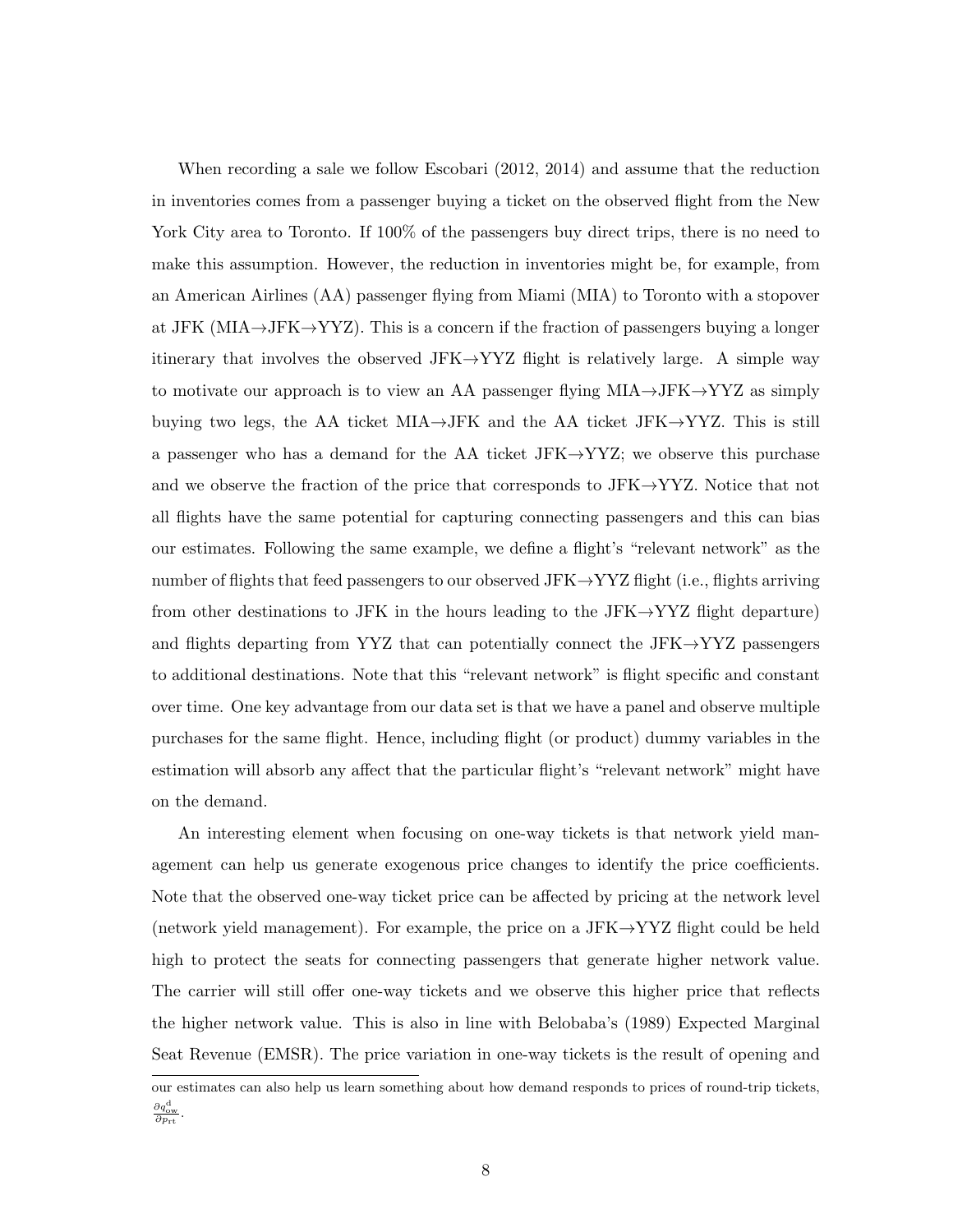When recording a sale we follow Escobari (2012, 2014) and assume that the reduction in inventories comes from a passenger buying a ticket on the observed flight from the New York City area to Toronto. If 100% of the passengers buy direct trips, there is no need to make this assumption. However, the reduction in inventories might be, for example, from an American Airlines (AA) passenger flying from Miami (MIA) to Toronto with a stopover at JFK (MIA→JFK→YYZ). This is a concern if the fraction of passengers buying a longer itinerary that involves the observed JFK→YYZ flight is relatively large. A simple way to motivate our approach is to view an AA passenger flying MIA→JFK→YYZ as simply buying two legs, the AA ticket MIA→JFK and the AA ticket JFK→YYZ. This is still a passenger who has a demand for the AA ticket JFK→YYZ; we observe this purchase and we observe the fraction of the price that corresponds to JFK→YYZ. Notice that not all flights have the same potential for capturing connecting passengers and this can bias our estimates. Following the same example, we define a flight's "relevant network" as the number of flights that feed passengers to our observed JFK→YYZ flight (i.e., flights arriving from other destinations to JFK in the hours leading to the JFK→YYZ flight departure) and flights departing from YYZ that can potentially connect the JFK→YYZ passengers to additional destinations. Note that this "relevant network" is flight specific and constant over time. One key advantage from our data set is that we have a panel and observe multiple purchases for the same flight. Hence, including flight (or product) dummy variables in the estimation will absorb any affect that the particular flight's "relevant network" might have on the demand.

An interesting element when focusing on one-way tickets is that network yield management can help us generate exogenous price changes to identify the price coefficients. Note that the observed one-way ticket price can be affected by pricing at the network level (network yield management). For example, the price on a JFK→YYZ flight could be held high to protect the seats for connecting passengers that generate higher network value. The carrier will still offer one-way tickets and we observe this higher price that reflects the higher network value. This is also in line with Belobaba's (1989) Expected Marginal Seat Revenue (EMSR). The price variation in one-way tickets is the result of opening and

our estimates can also help us learn something about how demand responds to prices of round-trip tickets, $\frac{\partial q^{\mathrm{d}}_{\mathrm{ow}}}{\partial p_{\mathrm{rt}}}$.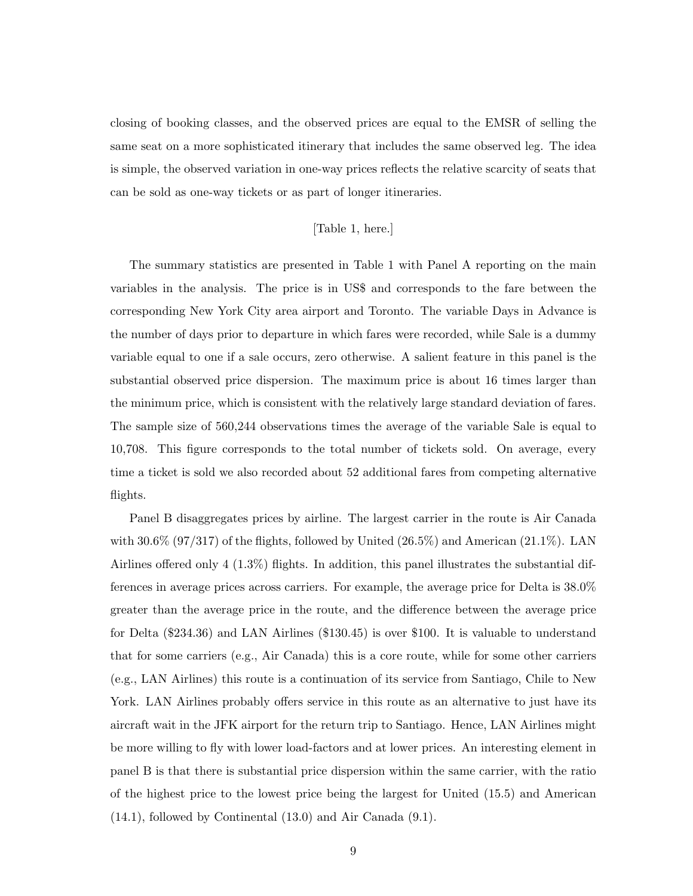closing of booking classes, and the observed prices are equal to the EMSR of selling the same seat on a more sophisticated itinerary that includes the same observed leg. The idea is simple, the observed variation in one-way prices reflects the relative scarcity of seats that can be sold as one-way tickets or as part of longer itineraries.

[Table 1, here.]

The summary statistics are presented in Table 1 with Panel A reporting on the main variables in the analysis. The price is in US$ and corresponds to the fare between the corresponding New York City area airport and Toronto. The variable Days in Advance is the number of days prior to departure in which fares were recorded, while Sale is a dummy variable equal to one if a sale occurs, zero otherwise. A salient feature in this panel is the substantial observed price dispersion. The maximum price is about 16 times larger than the minimum price, which is consistent with the relatively large standard deviation of fares. The sample size of 560,244 observations times the average of the variable Sale is equal to 10,708. This figure corresponds to the total number of tickets sold. On average, every time a ticket is sold we also recorded about 52 additional fares from competing alternative flights.

Panel B disaggregates prices by airline. The largest carrier in the route is Air Canada with 30.6% (97/317) of the flights, followed by United (26.5%) and American (21.1%). LAN Airlines offered only 4 (1.3%) flights. In addition, this panel illustrates the substantial differences in average prices across carriers. For example, the average price for Delta is 38.0% greater than the average price in the route, and the difference between the average price for Delta ($234.36) and LAN Airlines ($130.45) is over $100. It is valuable to understand that for some carriers (e.g., Air Canada) this is a core route, while for some other carriers (e.g., LAN Airlines) this route is a continuation of its service from Santiago, Chile to New York. LAN Airlines probably offers service in this route as an alternative to just have its aircraft wait in the JFK airport for the return trip to Santiago. Hence, LAN Airlines might be more willing to fly with lower load-factors and at lower prices. An interesting element in panel B is that there is substantial price dispersion within the same carrier, with the ratio of the highest price to the lowest price being the largest for United (15.5) and American (14.1), followed by Continental (13.0) and Air Canada (9.1).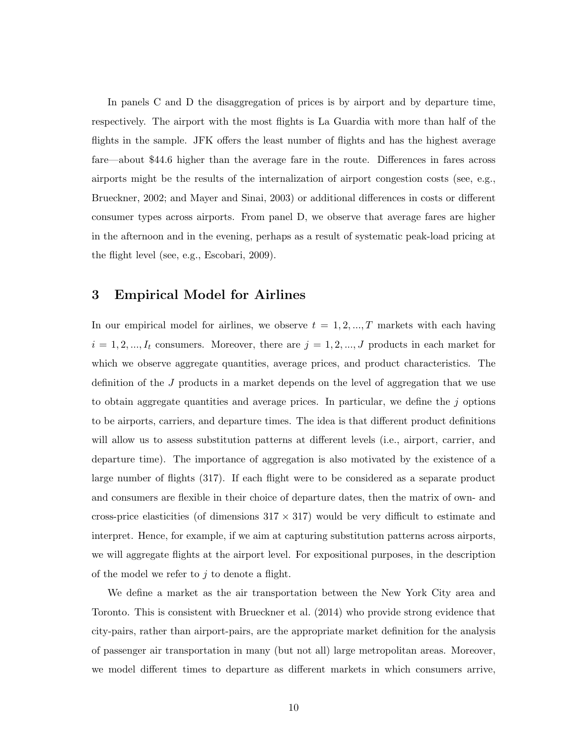In panels C and D the disaggregation of prices is by airport and by departure time, respectively. The airport with the most flights is La Guardia with more than half of the flights in the sample. JFK offers the least number of flights and has the highest average fare—about \$44.6 higher than the average fare in the route. Differences in fares across airports might be the results of the internalization of airport congestion costs (see, e.g., Brueckner, 2002; and Mayer and Sinai, 2003) or additional differences in costs or different consumer types across airports. From panel D, we observe that average fares are higher in the afternoon and in the evening, perhaps as a result of systematic peak-load pricing at the flight level (see, e.g., Escobari, 2009).

# 3 Empirical Model for Airlines

In our empirical model for airlines, we observe $t = 1, 2, ..., T$ markets with each having $i = 1, 2, ..., I_t$ consumers. Moreover, there are $j = 1, 2, ..., J$ products in each market for which we observe aggregate quantities, average prices, and product characteristics. The definition of the $J$ products in a market depends on the level of aggregation that we use to obtain aggregate quantities and average prices. In particular, we define the $j$ options to be airports, carriers, and departure times. The idea is that different product definitions will allow us to assess substitution patterns at different levels (i.e., airport, carrier, and departure time). The importance of aggregation is also motivated by the existence of a large number of flights (317). If each flight were to be considered as a separate product and consumers are flexible in their choice of departure dates, then the matrix of own- and cross-price elasticities (of dimensions $317 \times 317$) would be very difficult to estimate and interpret. Hence, for example, if we aim at capturing substitution patterns across airports, we will aggregate flights at the airport level. For expositional purposes, in the description of the model we refer to $j$ to denote a flight.

We define a market as the air transportation between the New York City area and Toronto. This is consistent with Brueckner et al. (2014) who provide strong evidence that city-pairs, rather than airport-pairs, are the appropriate market definition for the analysis of passenger air transportation in many (but not all) large metropolitan areas. Moreover, we model different times to departure as different markets in which consumers arrive,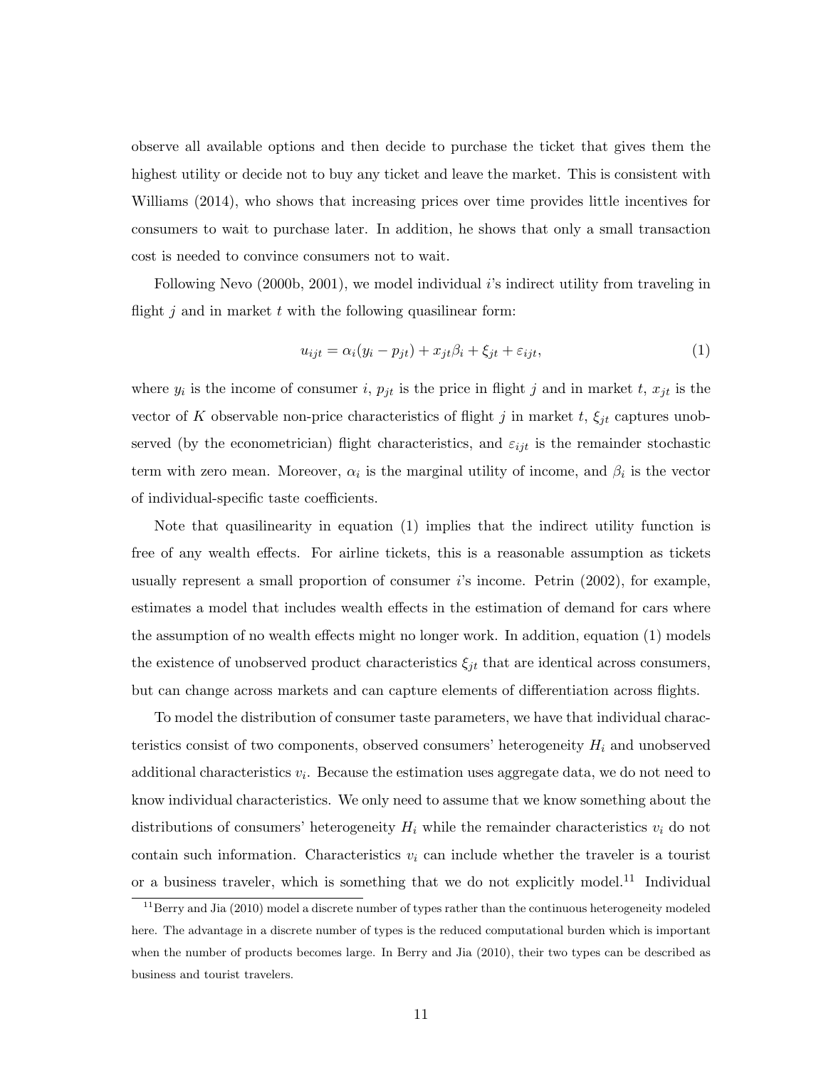observe all available options and then decide to purchase the ticket that gives them the highest utility or decide not to buy any ticket and leave the market. This is consistent with Williams (2014), who shows that increasing prices over time provides little incentives for consumers to wait to purchase later. In addition, he shows that only a small transaction cost is needed to convince consumers not to wait.

Following Nevo (2000b, 2001), we model individual $i$'s indirect utility from traveling in flight $j$ and in market $t$ with the following quasilinear form:

$$u_{ijt} = \alpha_i(y_i - p_{jt}) + x_{jt}\beta_i + \xi_{jt} + \varepsilon_{ijt}, \tag{1}$$

where $y_i$ is the income of consumer $i$, $p_{jt}$ is the price in flight $j$ and in market $t$, $x_{jt}$ is the vector of $K$ observable non-price characteristics of flight $j$ in market $t$, $\xi_{jt}$ captures unobserved (by the econometrician) flight characteristics, and $\varepsilon_{ijt}$ is the remainder stochastic term with zero mean. Moreover, $\alpha_i$ is the marginal utility of income, and $\beta_i$ is the vector of individual-specific taste coefficients.

Note that quasilinearity in equation (1) implies that the indirect utility function is free of any wealth effects. For airline tickets, this is a reasonable assumption as tickets usually represent a small proportion of consumer $i$'s income. Petrin (2002), for example, estimates a model that includes wealth effects in the estimation of demand for cars where the assumption of no wealth effects might no longer work. In addition, equation (1) models the existence of unobserved product characteristics $\xi_{jt}$ that are identical across consumers, but can change across markets and can capture elements of differentiation across flights.

To model the distribution of consumer taste parameters, we have that individual characteristics consist of two components, observed consumers' heterogeneity $H_i$ and unobserved additional characteristics $v_i$. Because the estimation uses aggregate data, we do not need to know individual characteristics. We only need to assume that we know something about the distributions of consumers' heterogeneity $H_i$ while the remainder characteristics $v_i$ do not contain such information. Characteristics $v_i$ can include whether the traveler is a tourist or a business traveler, which is something that we do not explicitly model.[11] Individual

[11] Berry and Jia (2010) model a discrete number of types rather than the continuous heterogeneity modeled here. The advantage in a discrete number of types is the reduced computational burden which is important when the number of products becomes large. In Berry and Jia (2010), their two types can be described as business and tourist travelers.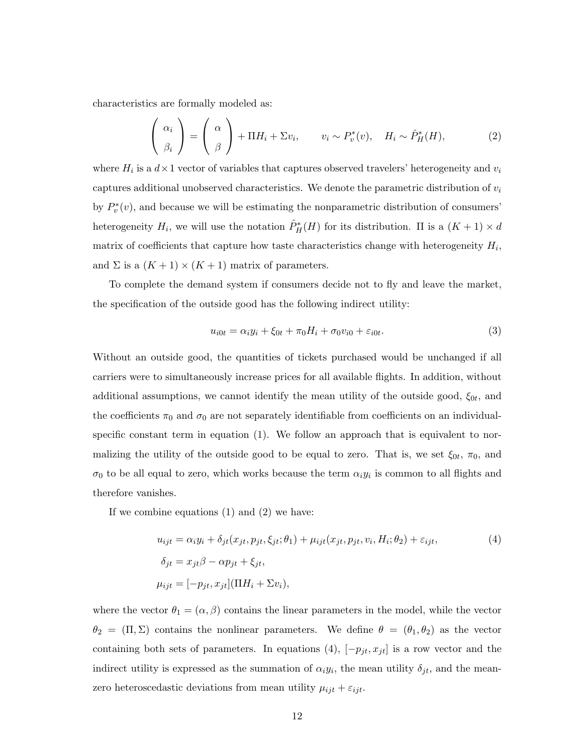characteristics are formally modeled as:

$$
\begin{pmatrix} \alpha_i \\ \beta_i \end{pmatrix} = \begin{pmatrix} \alpha \\ \beta \end{pmatrix} + \Pi H_i + \Sigma v_i, \qquad v_i \sim P_v^*(v), \quad H_i \sim \hat{P}_H^*(H), \tag{2}
$$

where $H_i$ is a $d \times 1$ vector of variables that captures observed travelers' heterogeneity and $v_i$ captures additional unobserved characteristics. We denote the parametric distribution of $v_i$ by $P_v^*(v)$, and because we will be estimating the nonparametric distribution of consumers' heterogeneity $H_i$, we will use the notation $\hat{P}_H^*(H)$ for its distribution. $\Pi$ is a $(K+1) \times d$ matrix of coefficients that capture how taste characteristics change with heterogeneity $H_i$, and $\Sigma$ is a $(K+1) \times (K+1)$ matrix of parameters.

To complete the demand system if consumers decide not to fly and leave the market, the specification of the outside good has the following indirect utility:

$$
u_{i0t} = \alpha_i y_i + \xi_{0t} + \pi_0 H_i + \sigma_0 v_{i0} + \varepsilon_{i0t}. \tag{3}
$$

Without an outside good, the quantities of tickets purchased would be unchanged if all carriers were to simultaneously increase prices for all available flights. In addition, without additional assumptions, we cannot identify the mean utility of the outside good, $\xi_{0t}$, and the coefficients $\pi_0$ and $\sigma_0$ are not separately identifiable from coefficients on an individual-specific constant term in equation (1). We follow an approach that is equivalent to normalizing the utility of the outside good to be equal to zero. That is, we set $\xi_{0t}$, $\pi_0$, and $\sigma_0$ to be all equal to zero, which works because the term $\alpha_i y_i$ is common to all flights and therefore vanishes.

If we combine equations (1) and (2) we have:

$$
\begin{aligned}
u_{ijt} &= \alpha_i y_i + \delta_{jt}(x_{jt}, p_{jt}, \xi_{jt}; \theta_1) + \mu_{ijt}(x_{jt}, p_{jt}, v_i, H_i; \theta_2) + \varepsilon_{ijt}, \\
\delta_{jt} &= x_{jt}\beta - \alpha p_{jt} + \xi_{jt}, \\
\mu_{ijt} &= [-p_{jt}, x_{jt}](\Pi H_i + \Sigma v_i),
\end{aligned} \tag{4}
$$

where the vector $\theta_1 = (\alpha, \beta)$ contains the linear parameters in the model, while the vector $\theta_2 = (\Pi, \Sigma)$ contains the nonlinear parameters. We define $\theta = (\theta_1, \theta_2)$ as the vector containing both sets of parameters. In equations (4), $[-p_{jt}, x_{jt}]$ is a row vector and the indirect utility is expressed as the summation of $\alpha_i y_i$, the mean utility $\delta_{jt}$, and the mean-zero heteroscedastic deviations from mean utility $\mu_{ijt} + \varepsilon_{ijt}$.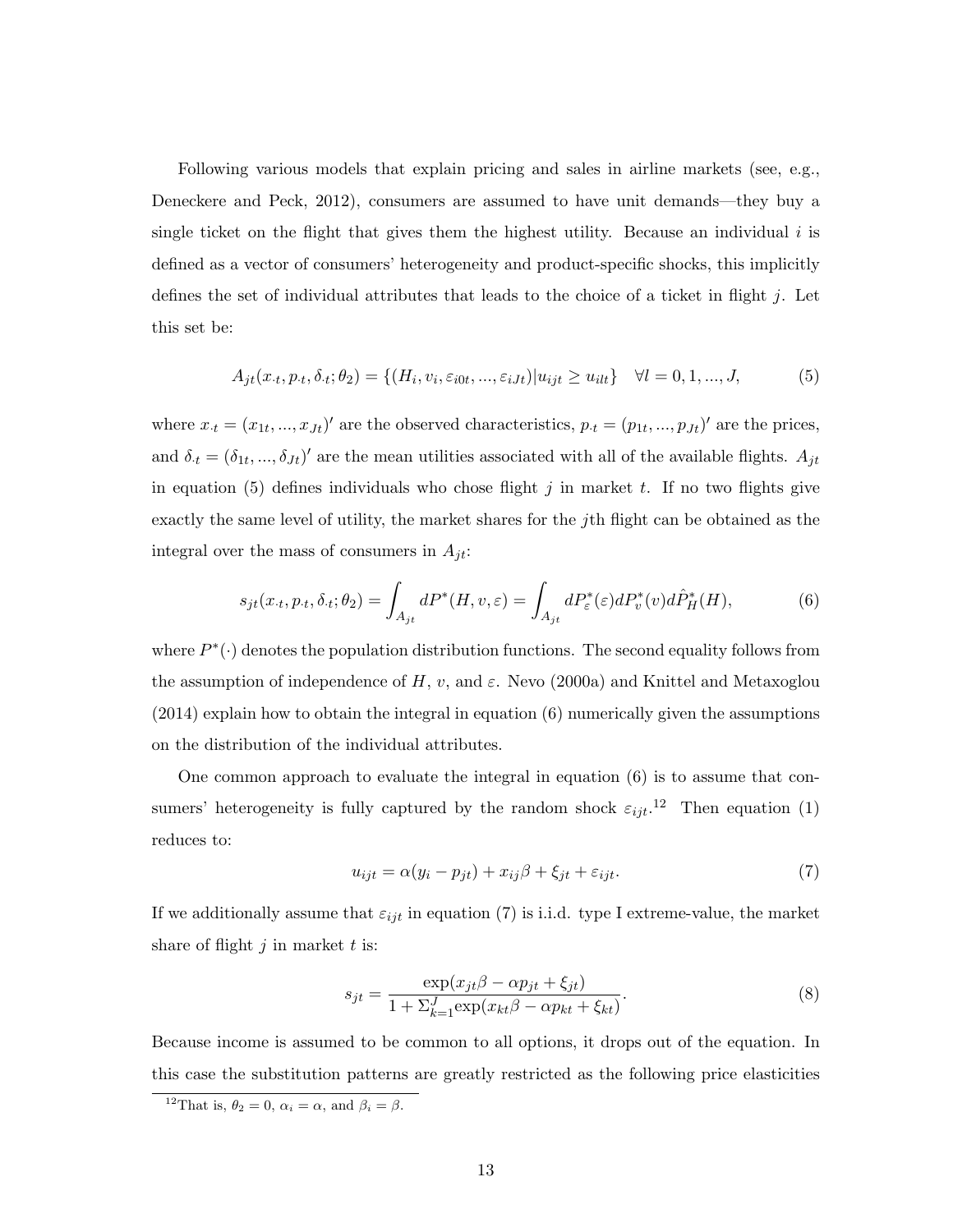Following various models that explain pricing and sales in airline markets (see, e.g., Deneckere and Peck, 2012), consumers are assumed to have unit demands—they buy a single ticket on the flight that gives them the highest utility. Because an individual $i$ is defined as a vector of consumers' heterogeneity and product-specific shocks, this implicitly defines the set of individual attributes that leads to the choice of a ticket in flight $j$. Let this set be:

$$A_{jt}(x_{\cdot t}, p_{\cdot t}, \delta_{\cdot t}; \theta_2) = \{(H_i, v_i, \varepsilon_{i0t}, ..., \varepsilon_{iJt}) | u_{ijt} \geq u_{ilt}\} \quad \forall l = 0, 1, ..., J, \tag{5}$$

where $x_{\cdot t} = (x_{1t}, ..., x_{Jt})'$ are the observed characteristics, $p_{\cdot t} = (p_{1t}, ..., p_{Jt})'$ are the prices, and $\delta_{\cdot t} = (\delta_{1t}, ..., \delta_{Jt})'$ are the mean utilities associated with all of the available flights. $A_{jt}$ in equation (5) defines individuals who chose flight $j$ in market $t$. If no two flights give exactly the same level of utility, the market shares for the $j$th flight can be obtained as the integral over the mass of consumers in $A_{jt}$:

$$s_{jt}(x_{\cdot t}, p_{\cdot t}, \delta_{\cdot t}; \theta_2) = \int_{A_{jt}} dP^*(H, v, \varepsilon) = \int_{A_{jt}} dP^*_{\varepsilon}(\varepsilon) dP^*_v(v) d\hat{P}^*_H(H), \tag{6}$$

where $P^*(\cdot)$ denotes the population distribution functions. The second equality follows from the assumption of independence of $H$, $v$, and $\varepsilon$. Nevo (2000a) and Knittel and Metaxoglou (2014) explain how to obtain the integral in equation (6) numerically given the assumptions on the distribution of the individual attributes.

One common approach to evaluate the integral in equation (6) is to assume that consumers' heterogeneity is fully captured by the random shock $\varepsilon_{ijt}$.[12] Then equation (1) reduces to:

$$u_{ijt} = \alpha(y_i - p_{jt}) + x_{ij}\beta + \xi_{jt} + \varepsilon_{ijt}. \tag{7}$$

If we additionally assume that $\varepsilon_{ijt}$ in equation (7) is i.i.d. type I extreme-value, the market share of flight $j$ in market $t$ is:

$$s_{jt} = \frac{\exp(x_{jt}\beta - \alpha p_{jt} + \xi_{jt})}{1 + \Sigma_{k=1}^{J} \exp(x_{kt}\beta - \alpha p_{kt} + \xi_{kt})}. \tag{8}$$

Because income is assumed to be common to all options, it drops out of the equation. In this case the substitution patterns are greatly restricted as the following price elasticities

[12] That is, $\theta_2 = 0$, $\alpha_i = \alpha$, and $\beta_i = \beta$.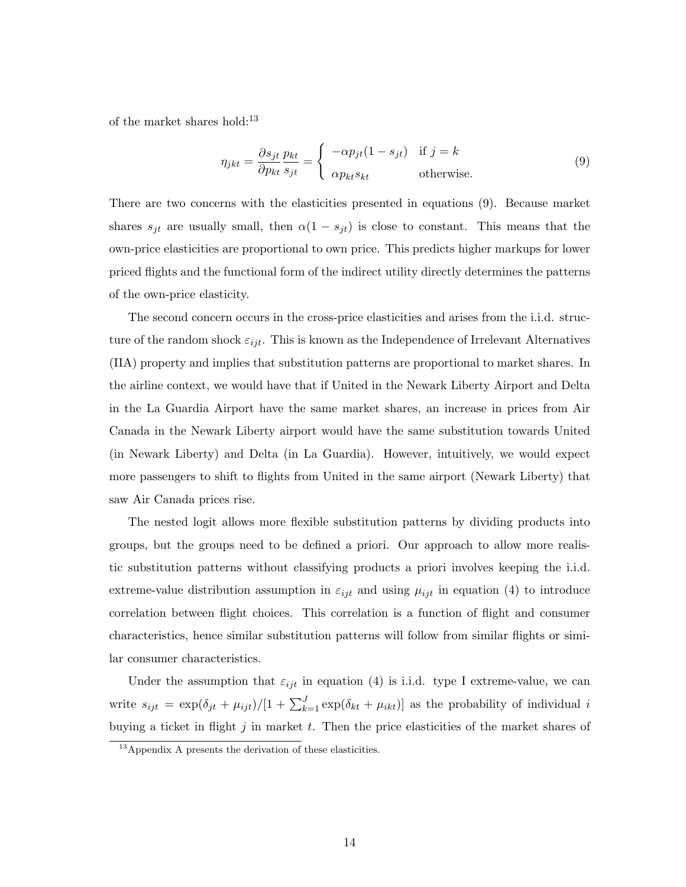of the market shares hold:[13]

$$\eta_{jkt} = \frac{\partial s_{jt}}{\partial p_{kt}} \frac{p_{kt}}{s_{jt}} = \begin{cases} -\alpha p_{jt}(1 - s_{jt}) & \text{if } j = k \\ \alpha p_{kt} s_{kt} & \text{otherwise.} \end{cases} \tag{9}$$

There are two concerns with the elasticities presented in equations (9). Because market shares $s_{jt}$ are usually small, then $\alpha(1 - s_{jt})$ is close to constant. This means that the own-price elasticities are proportional to own price. This predicts higher markups for lower priced flights and the functional form of the indirect utility directly determines the patterns of the own-price elasticity.

The second concern occurs in the cross-price elasticities and arises from the i.i.d. structure of the random shock $\varepsilon_{ijt}$. This is known as the Independence of Irrelevant Alternatives (IIA) property and implies that substitution patterns are proportional to market shares. In the airline context, we would have that if United in the Newark Liberty Airport and Delta in the La Guardia Airport have the same market shares, an increase in prices from Air Canada in the Newark Liberty airport would have the same substitution towards United (in Newark Liberty) and Delta (in La Guardia). However, intuitively, we would expect more passengers to shift to flights from United in the same airport (Newark Liberty) that saw Air Canada prices rise.

The nested logit allows more flexible substitution patterns by dividing products into groups, but the groups need to be defined a priori. Our approach to allow more realistic substitution patterns without classifying products a priori involves keeping the i.i.d. extreme-value distribution assumption in $\varepsilon_{ijt}$ and using $\mu_{ijt}$ in equation (4) to introduce correlation between flight choices. This correlation is a function of flight and consumer characteristics, hence similar substitution patterns will follow from similar flights or similar consumer characteristics.

Under the assumption that $\varepsilon_{ijt}$ in equation (4) is i.i.d. type I extreme-value, we can write $s_{ijt} = \exp(\delta_{jt} + \mu_{ijt})/[1 + \sum_{k=1}^{J} \exp(\delta_{kt} + \mu_{ikt})]$ as the probability of individual $i$ buying a ticket in flight $j$ in market $t$. Then the price elasticities of the market shares of

[13] Appendix A presents the derivation of these elasticities.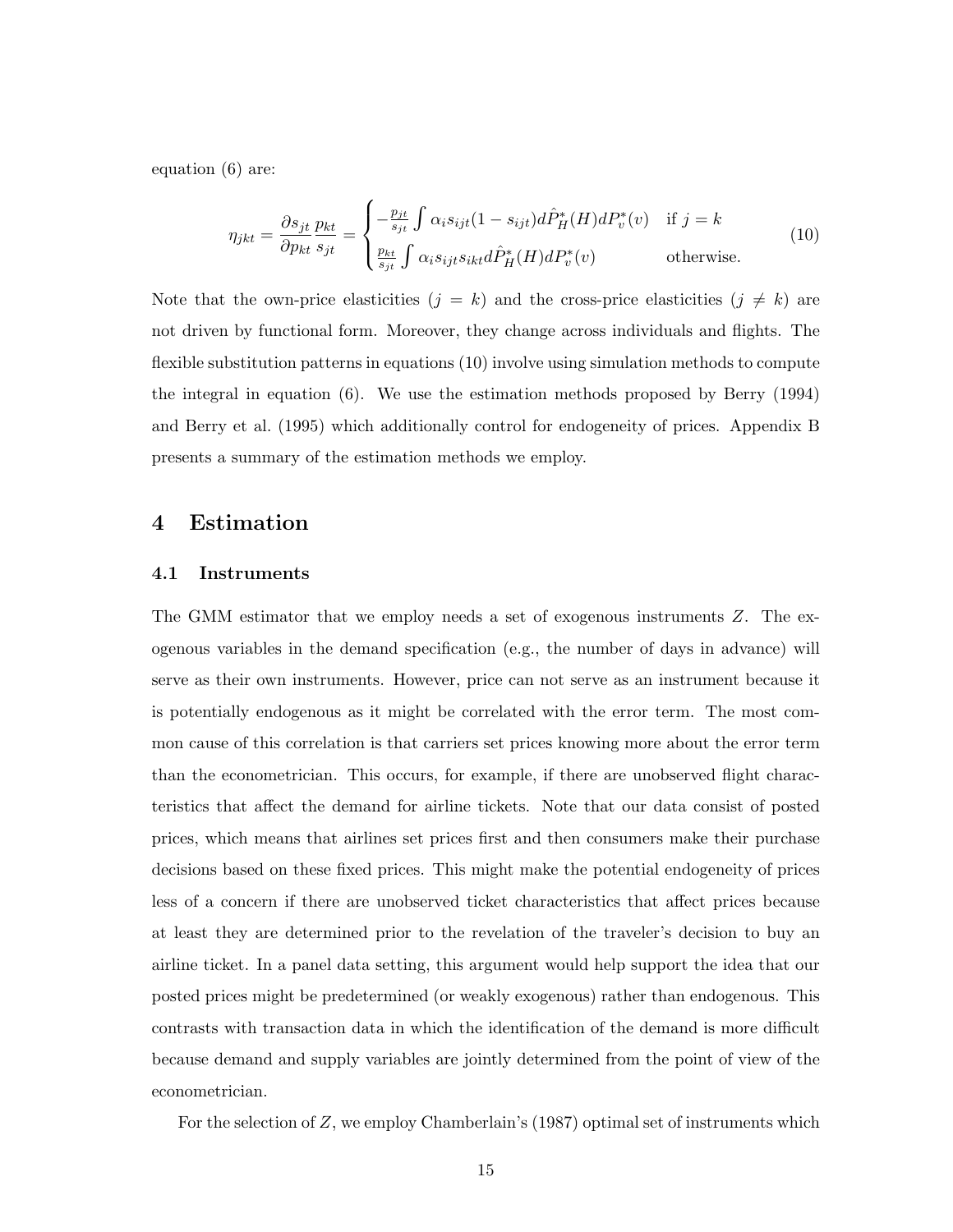equation (6) are:

$$\eta_{jkt} = \frac{\partial s_{jt}}{\partial p_{kt}} \frac{p_{kt}}{s_{jt}} = \begin{cases} -\frac{p_{jt}}{s_{jt}} \int \alpha_i s_{ijt}(1 - s_{ijt}) d\hat{P}^*_H(H) dP^*_v(v) & \text{if } j = k \\ \frac{p_{kt}}{s_{jt}} \int \alpha_i s_{ijt} s_{ikt} d\hat{P}^*_H(H) dP^*_v(v) & \text{otherwise.} \end{cases} \tag{10}$$

Note that the own-price elasticities ($j = k$) and the cross-price elasticities ($j \neq k$) are not driven by functional form. Moreover, they change across individuals and flights. The flexible substitution patterns in equations (10) involve using simulation methods to compute the integral in equation (6). We use the estimation methods proposed by Berry (1994) and Berry et al. (1995) which additionally control for endogeneity of prices. Appendix B presents a summary of the estimation methods we employ.

# 4 Estimation

## 4.1 Instruments

The GMM estimator that we employ needs a set of exogenous instruments $Z$. The exogenous variables in the demand specification (e.g., the number of days in advance) will serve as their own instruments. However, price can not serve as an instrument because it is potentially endogenous as it might be correlated with the error term. The most common cause of this correlation is that carriers set prices knowing more about the error term than the econometrician. This occurs, for example, if there are unobserved flight characteristics that affect the demand for airline tickets. Note that our data consist of posted prices, which means that airlines set prices first and then consumers make their purchase decisions based on these fixed prices. This might make the potential endogeneity of prices less of a concern if there are unobserved ticket characteristics that affect prices because at least they are determined prior to the revelation of the traveler's decision to buy an airline ticket. In a panel data setting, this argument would help support the idea that our posted prices might be predetermined (or weakly exogenous) rather than endogenous. This contrasts with transaction data in which the identification of the demand is more difficult because demand and supply variables are jointly determined from the point of view of the econometrician.

For the selection of $Z$, we employ Chamberlain's (1987) optimal set of instruments which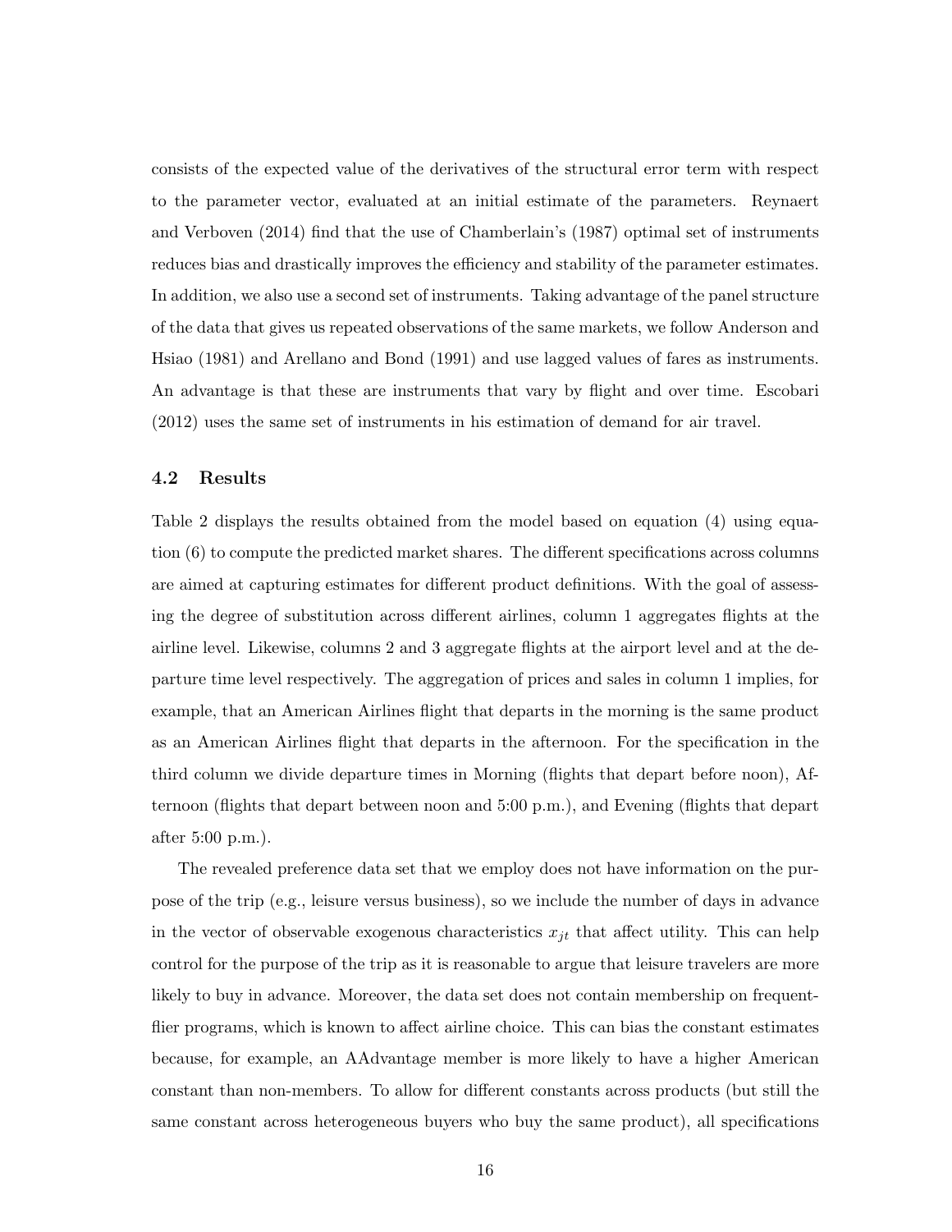consists of the expected value of the derivatives of the structural error term with respect to the parameter vector, evaluated at an initial estimate of the parameters. Reynaert and Verboven (2014) find that the use of Chamberlain's (1987) optimal set of instruments reduces bias and drastically improves the efficiency and stability of the parameter estimates. In addition, we also use a second set of instruments. Taking advantage of the panel structure of the data that gives us repeated observations of the same markets, we follow Anderson and Hsiao (1981) and Arellano and Bond (1991) and use lagged values of fares as instruments. An advantage is that these are instruments that vary by flight and over time. Escobari (2012) uses the same set of instruments in his estimation of demand for air travel.

### 4.2 Results

Table 2 displays the results obtained from the model based on equation (4) using equation (6) to compute the predicted market shares. The different specifications across columns are aimed at capturing estimates for different product definitions. With the goal of assessing the degree of substitution across different airlines, column 1 aggregates flights at the airline level. Likewise, columns 2 and 3 aggregate flights at the airport level and at the departure time level respectively. The aggregation of prices and sales in column 1 implies, for example, that an American Airlines flight that departs in the morning is the same product as an American Airlines flight that departs in the afternoon. For the specification in the third column we divide departure times in Morning (flights that depart before noon), Afternoon (flights that depart between noon and 5:00 p.m.), and Evening (flights that depart after 5:00 p.m.).

The revealed preference data set that we employ does not have information on the purpose of the trip (e.g., leisure versus business), so we include the number of days in advance in the vector of observable exogenous characteristics $x_{jt}$ that affect utility. This can help control for the purpose of the trip as it is reasonable to argue that leisure travelers are more likely to buy in advance. Moreover, the data set does not contain membership on frequent-flier programs, which is known to affect airline choice. This can bias the constant estimates because, for example, an AAdvantage member is more likely to have a higher American constant than non-members. To allow for different constants across products (but still the same constant across heterogeneous buyers who buy the same product), all specifications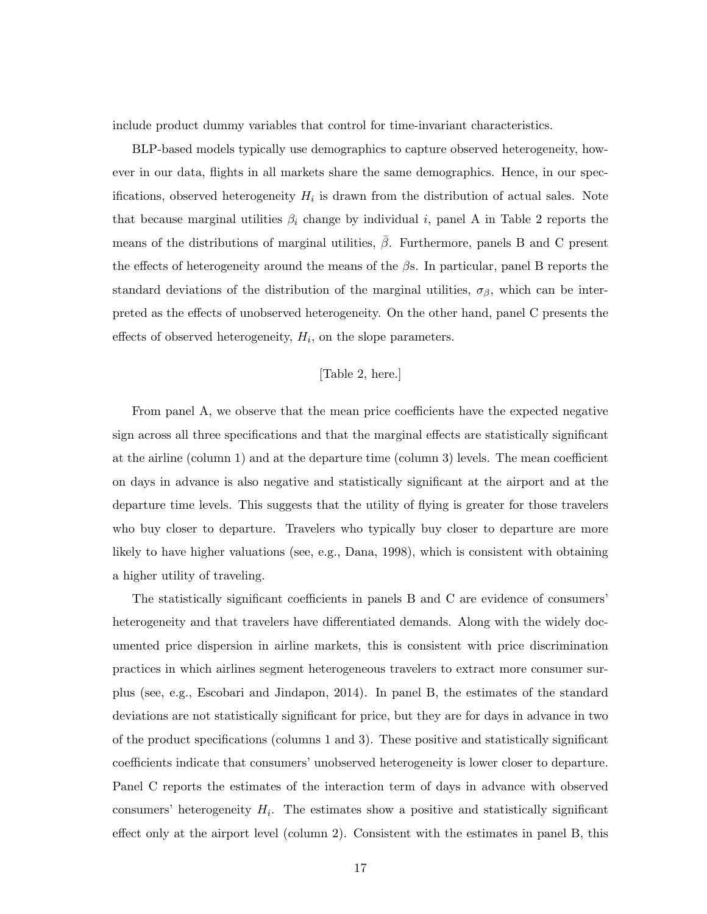include product dummy variables that control for time-invariant characteristics.

BLP-based models typically use demographics to capture observed heterogeneity, however in our data, flights in all markets share the same demographics. Hence, in our specifications, observed heterogeneity $H_i$ is drawn from the distribution of actual sales. Note that because marginal utilities $\beta_i$ change by individual $i$, panel A in Table 2 reports the means of the distributions of marginal utilities, $\bar{\beta}$. Furthermore, panels B and C present the effects of heterogeneity around the means of the $\beta$s. In particular, panel B reports the standard deviations of the distribution of the marginal utilities, $\sigma_\beta$, which can be interpreted as the effects of unobserved heterogeneity. On the other hand, panel C presents the effects of observed heterogeneity, $H_i$, on the slope parameters.

[Table 2, here.]

From panel A, we observe that the mean price coefficients have the expected negative sign across all three specifications and that the marginal effects are statistically significant at the airline (column 1) and at the departure time (column 3) levels. The mean coefficient on days in advance is also negative and statistically significant at the airport and at the departure time levels. This suggests that the utility of flying is greater for those travelers who buy closer to departure. Travelers who typically buy closer to departure are more likely to have higher valuations (see, e.g., Dana, 1998), which is consistent with obtaining a higher utility of traveling.

The statistically significant coefficients in panels B and C are evidence of consumers' heterogeneity and that travelers have differentiated demands. Along with the widely documented price dispersion in airline markets, this is consistent with price discrimination practices in which airlines segment heterogeneous travelers to extract more consumer surplus (see, e.g., Escobari and Jindapon, 2014). In panel B, the estimates of the standard deviations are not statistically significant for price, but they are for days in advance in two of the product specifications (columns 1 and 3). These positive and statistically significant coefficients indicate that consumers' unobserved heterogeneity is lower closer to departure. Panel C reports the estimates of the interaction term of days in advance with observed consumers' heterogeneity $H_i$. The estimates show a positive and statistically significant effect only at the airport level (column 2). Consistent with the estimates in panel B, this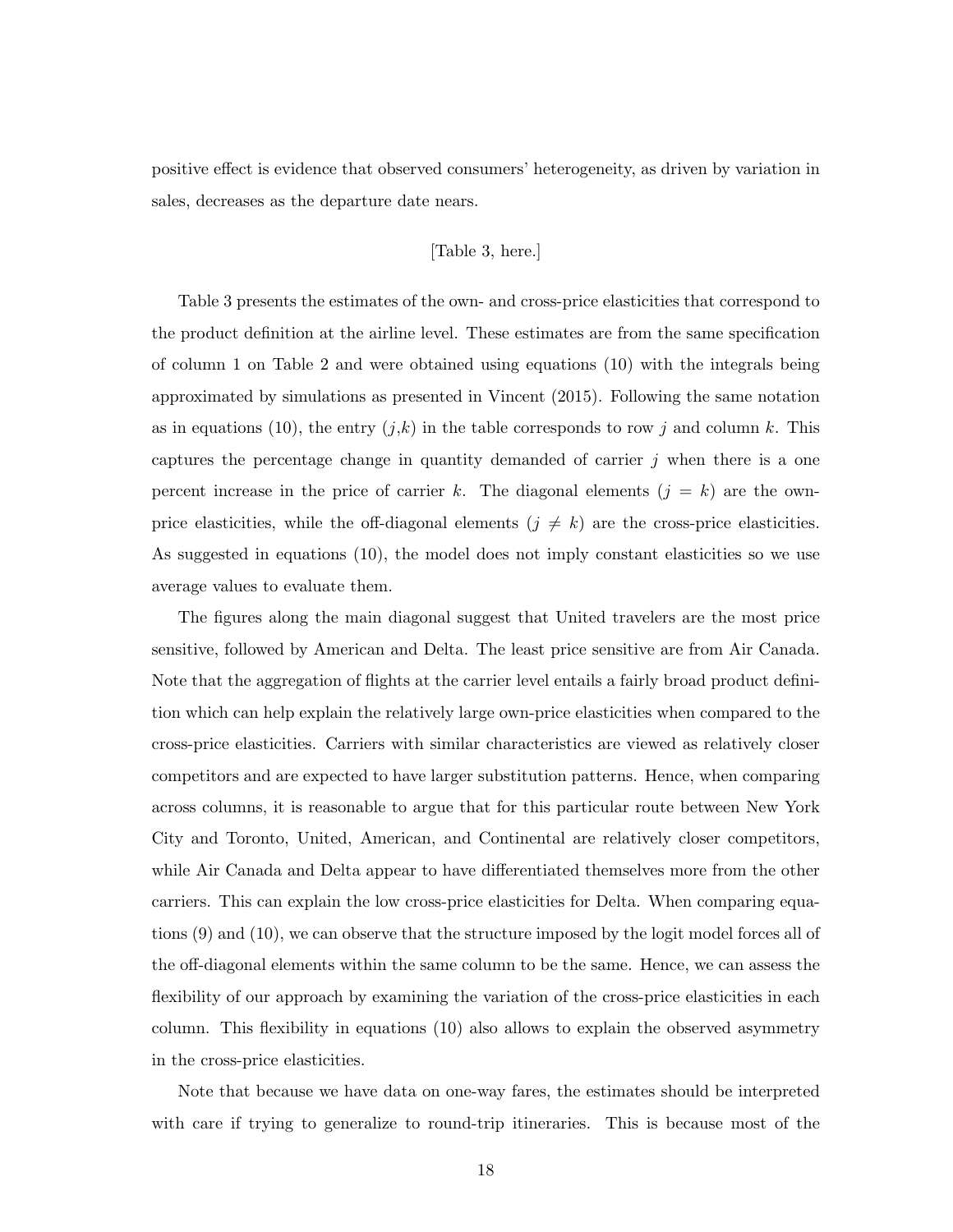positive effect is evidence that observed consumers' heterogeneity, as driven by variation in sales, decreases as the departure date nears.

[Table 3, here.]

Table 3 presents the estimates of the own- and cross-price elasticities that correspond to the product definition at the airline level. These estimates are from the same specification of column 1 on Table 2 and were obtained using equations (10) with the integrals being approximated by simulations as presented in Vincent (2015). Following the same notation as in equations (10), the entry $(j,k)$ in the table corresponds to row $j$ and column $k$. This captures the percentage change in quantity demanded of carrier $j$ when there is a one percent increase in the price of carrier $k$. The diagonal elements ($j = k$) are the own-price elasticities, while the off-diagonal elements ($j \neq k$) are the cross-price elasticities. As suggested in equations (10), the model does not imply constant elasticities so we use average values to evaluate them.

The figures along the main diagonal suggest that United travelers are the most price sensitive, followed by American and Delta. The least price sensitive are from Air Canada. Note that the aggregation of flights at the carrier level entails a fairly broad product definition which can help explain the relatively large own-price elasticities when compared to the cross-price elasticities. Carriers with similar characteristics are viewed as relatively closer competitors and are expected to have larger substitution patterns. Hence, when comparing across columns, it is reasonable to argue that for this particular route between New York City and Toronto, United, American, and Continental are relatively closer competitors, while Air Canada and Delta appear to have differentiated themselves more from the other carriers. This can explain the low cross-price elasticities for Delta. When comparing equations (9) and (10), we can observe that the structure imposed by the logit model forces all of the off-diagonal elements within the same column to be the same. Hence, we can assess the flexibility of our approach by examining the variation of the cross-price elasticities in each column. This flexibility in equations (10) also allows to explain the observed asymmetry in the cross-price elasticities.

Note that because we have data on one-way fares, the estimates should be interpreted with care if trying to generalize to round-trip itineraries. This is because most of the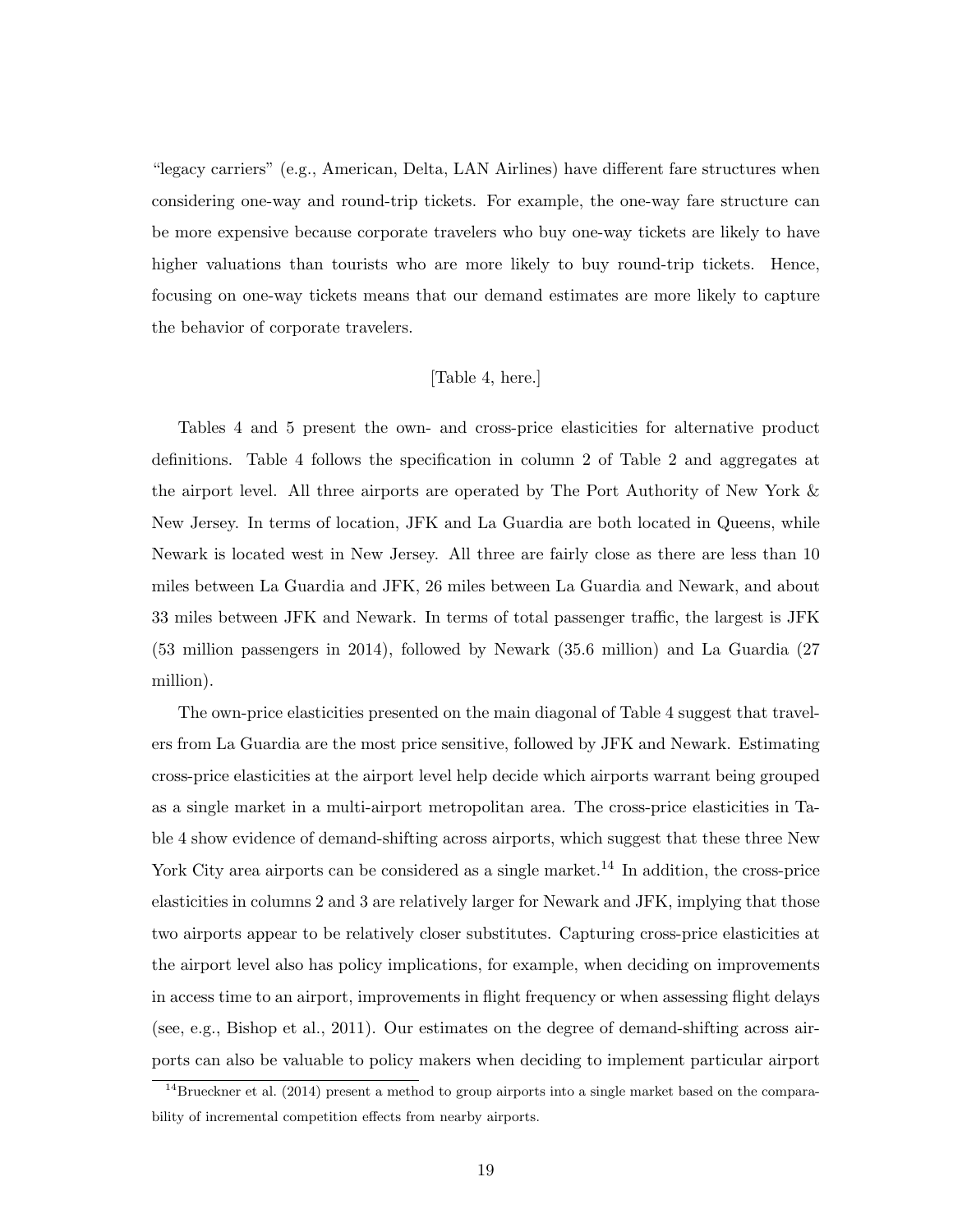"legacy carriers" (e.g., American, Delta, LAN Airlines) have different fare structures when considering one-way and round-trip tickets. For example, the one-way fare structure can be more expensive because corporate travelers who buy one-way tickets are likely to have higher valuations than tourists who are more likely to buy round-trip tickets. Hence, focusing on one-way tickets means that our demand estimates are more likely to capture the behavior of corporate travelers.

[Table 4, here.]

Tables 4 and 5 present the own- and cross-price elasticities for alternative product definitions. Table 4 follows the specification in column 2 of Table 2 and aggregates at the airport level. All three airports are operated by The Port Authority of New York & New Jersey. In terms of location, JFK and La Guardia are both located in Queens, while Newark is located west in New Jersey. All three are fairly close as there are less than 10 miles between La Guardia and JFK, 26 miles between La Guardia and Newark, and about 33 miles between JFK and Newark. In terms of total passenger traffic, the largest is JFK (53 million passengers in 2014), followed by Newark (35.6 million) and La Guardia (27 million).

The own-price elasticities presented on the main diagonal of Table 4 suggest that travelers from La Guardia are the most price sensitive, followed by JFK and Newark. Estimating cross-price elasticities at the airport level help decide which airports warrant being grouped as a single market in a multi-airport metropolitan area. The cross-price elasticities in Table 4 show evidence of demand-shifting across airports, which suggest that these three New York City area airports can be considered as a single market.[14] In addition, the cross-price elasticities in columns 2 and 3 are relatively larger for Newark and JFK, implying that those two airports appear to be relatively closer substitutes. Capturing cross-price elasticities at the airport level also has policy implications, for example, when deciding on improvements in access time to an airport, improvements in flight frequency or when assessing flight delays (see, e.g., Bishop et al., 2011). Our estimates on the degree of demand-shifting across airports can also be valuable to policy makers when deciding to implement particular airport

[14] Brueckner et al. (2014) present a method to group airports into a single market based on the comparability of incremental competition effects from nearby airports.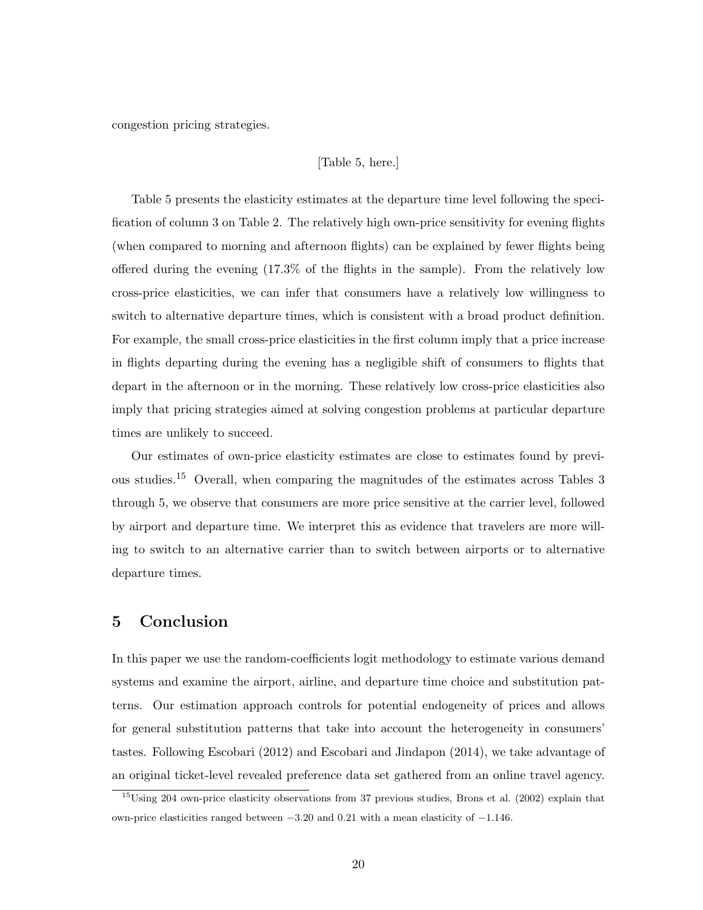congestion pricing strategies.

[Table 5, here.]

Table 5 presents the elasticity estimates at the departure time level following the specification of column 3 on Table 2. The relatively high own-price sensitivity for evening flights (when compared to morning and afternoon flights) can be explained by fewer flights being offered during the evening (17.3% of the flights in the sample). From the relatively low cross-price elasticities, we can infer that consumers have a relatively low willingness to switch to alternative departure times, which is consistent with a broad product definition. For example, the small cross-price elasticities in the first column imply that a price increase in flights departing during the evening has a negligible shift of consumers to flights that depart in the afternoon or in the morning. These relatively low cross-price elasticities also imply that pricing strategies aimed at solving congestion problems at particular departure times are unlikely to succeed.

Our estimates of own-price elasticity estimates are close to estimates found by previous studies.[15] Overall, when comparing the magnitudes of the estimates across Tables 3 through 5, we observe that consumers are more price sensitive at the carrier level, followed by airport and departure time. We interpret this as evidence that travelers are more willing to switch to an alternative carrier than to switch between airports or to alternative departure times.

## 5 Conclusion

In this paper we use the random-coefficients logit methodology to estimate various demand systems and examine the airport, airline, and departure time choice and substitution patterns. Our estimation approach controls for potential endogeneity of prices and allows for general substitution patterns that take into account the heterogeneity in consumers' tastes. Following Escobari (2012) and Escobari and Jindapon (2014), we take advantage of an original ticket-level revealed preference data set gathered from an online travel agency.

[15] Using 204 own-price elasticity observations from 37 previous studies, Brons et al. (2002) explain that own-price elasticities ranged between $-3.20$ and $0.21$ with a mean elasticity of $-1.146$.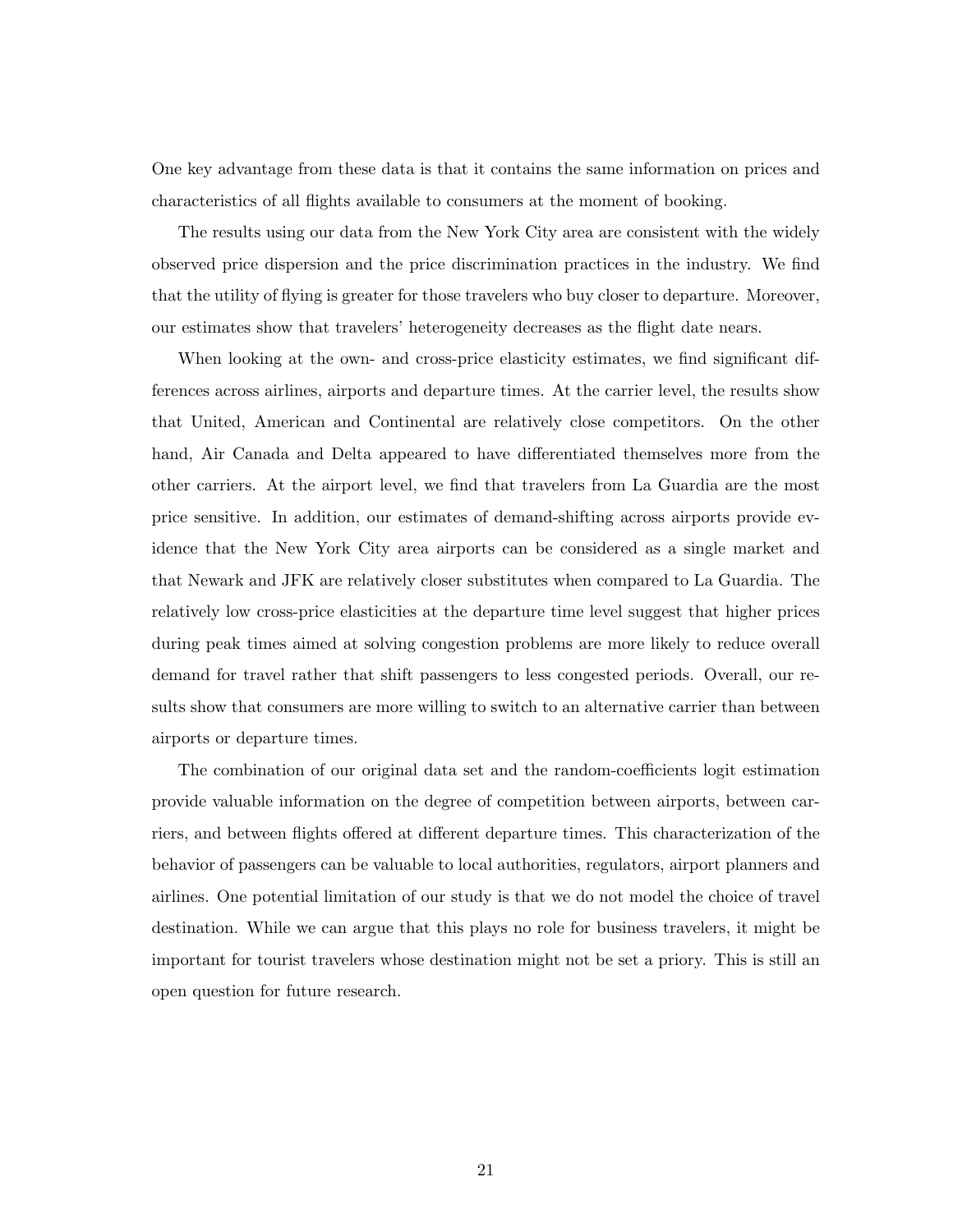One key advantage from these data is that it contains the same information on prices and characteristics of all flights available to consumers at the moment of booking.

The results using our data from the New York City area are consistent with the widely observed price dispersion and the price discrimination practices in the industry. We find that the utility of flying is greater for those travelers who buy closer to departure. Moreover, our estimates show that travelers' heterogeneity decreases as the flight date nears.

When looking at the own- and cross-price elasticity estimates, we find significant differences across airlines, airports and departure times. At the carrier level, the results show that United, American and Continental are relatively close competitors. On the other hand, Air Canada and Delta appeared to have differentiated themselves more from the other carriers. At the airport level, we find that travelers from La Guardia are the most price sensitive. In addition, our estimates of demand-shifting across airports provide evidence that the New York City area airports can be considered as a single market and that Newark and JFK are relatively closer substitutes when compared to La Guardia. The relatively low cross-price elasticities at the departure time level suggest that higher prices during peak times aimed at solving congestion problems are more likely to reduce overall demand for travel rather that shift passengers to less congested periods. Overall, our results show that consumers are more willing to switch to an alternative carrier than between airports or departure times.

The combination of our original data set and the random-coefficients logit estimation provide valuable information on the degree of competition between airports, between carriers, and between flights offered at different departure times. This characterization of the behavior of passengers can be valuable to local authorities, regulators, airport planners and airlines. One potential limitation of our study is that we do not model the choice of travel destination. While we can argue that this plays no role for business travelers, it might be important for tourist travelers whose destination might not be set a priory. This is still an open question for future research.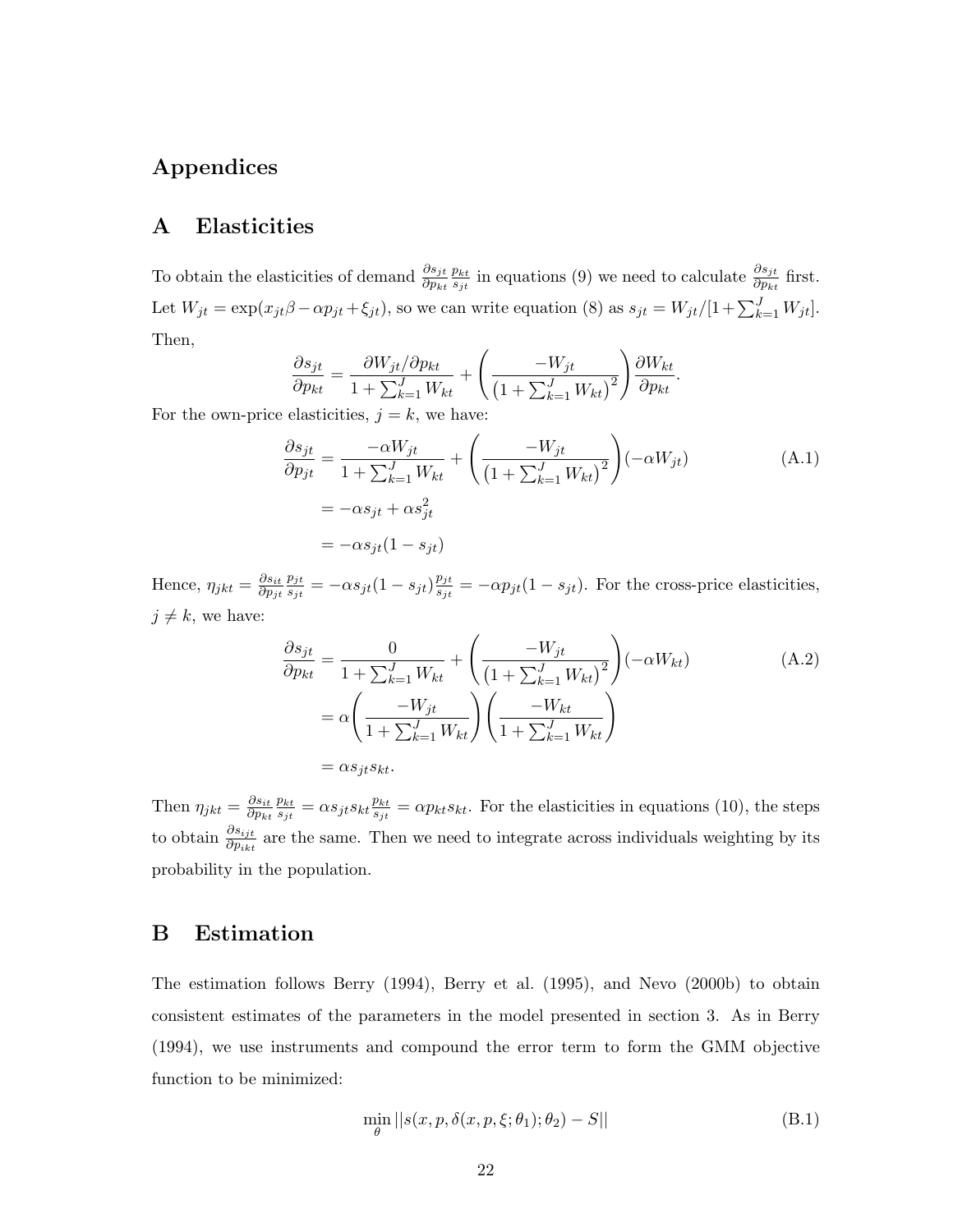# Appendices

## A Elasticities

To obtain the elasticities of demand $\frac{\partial s_{jt}}{\partial p_{kt}} \frac{p_{kt}}{s_{jt}}$ in equations (9) we need to calculate $\frac{\partial s_{jt}}{\partial p_{kt}}$ first. Let $W_{jt} = \exp(x_{jt}\beta - \alpha p_{jt} + \xi_{jt})$, so we can write equation (8) as $s_{jt} = W_{jt}/[1 + \sum_{k=1}^{J} W_{jt}]$. Then,

$$\frac{\partial s_{jt}}{\partial p_{kt}} = \frac{\partial W_{jt}/\partial p_{kt}}{1 + \sum_{k=1}^{J} W_{kt}} + \left( \frac{-W_{jt}}{\left(1 + \sum_{k=1}^{J} W_{kt}\right)^2} \right) \frac{\partial W_{kt}}{\partial p_{kt}}.$$

For the own-price elasticities, $j = k$, we have:

$$\begin{aligned} \frac{\partial s_{jt}}{\partial p_{jt}} &= \frac{-\alpha W_{jt}}{1 + \sum_{k=1}^{J} W_{kt}} + \left( \frac{-W_{jt}}{\left(1 + \sum_{k=1}^{J} W_{kt}\right)^2} \right)(-\alpha W_{jt}) \\ &= -\alpha s_{jt} + \alpha s_{jt}^2 \\ &= -\alpha s_{jt}(1 - s_{jt}) \end{aligned} \tag{A.1}$$

Hence, $\eta_{jkt} = \frac{\partial s_{it}}{\partial p_{jt}} \frac{p_{jt}}{s_{jt}} = -\alpha s_{jt}(1 - s_{jt}) \frac{p_{jt}}{s_{jt}} = -\alpha p_{jt}(1 - s_{jt})$. For the cross-price elasticities, $j \neq k$, we have:

$$\begin{aligned} \frac{\partial s_{jt}}{\partial p_{kt}} &= \frac{0}{1 + \sum_{k=1}^{J} W_{kt}} + \left( \frac{-W_{jt}}{\left(1 + \sum_{k=1}^{J} W_{kt}\right)^2} \right)(-\alpha W_{kt}) \\ &= \alpha \left( \frac{-W_{jt}}{1 + \sum_{k=1}^{J} W_{kt}} \right) \left( \frac{-W_{kt}}{1 + \sum_{k=1}^{J} W_{kt}} \right) \\ &= \alpha s_{jt} s_{kt}. \end{aligned} \tag{A.2}$$

Then $\eta_{jkt} = \frac{\partial s_{it}}{\partial p_{kt}} \frac{p_{kt}}{s_{jt}} = \alpha s_{jt} s_{kt} \frac{p_{kt}}{s_{jt}} = \alpha p_{kt} s_{kt}$. For the elasticities in equations (10), the steps to obtain $\frac{\partial s_{ijt}}{\partial p_{ikt}}$ are the same. Then we need to integrate across individuals weighting by its probability in the population.

## B Estimation

The estimation follows Berry (1994), Berry et al. (1995), and Nevo (2000b) to obtain consistent estimates of the parameters in the model presented in section 3. As in Berry (1994), we use instruments and compound the error term to form the GMM objective function to be minimized:

$$\min_{\theta} ||s(x, p, \delta(x, p, \xi; \theta_1); \theta_2) - S|| \tag{B.1}$$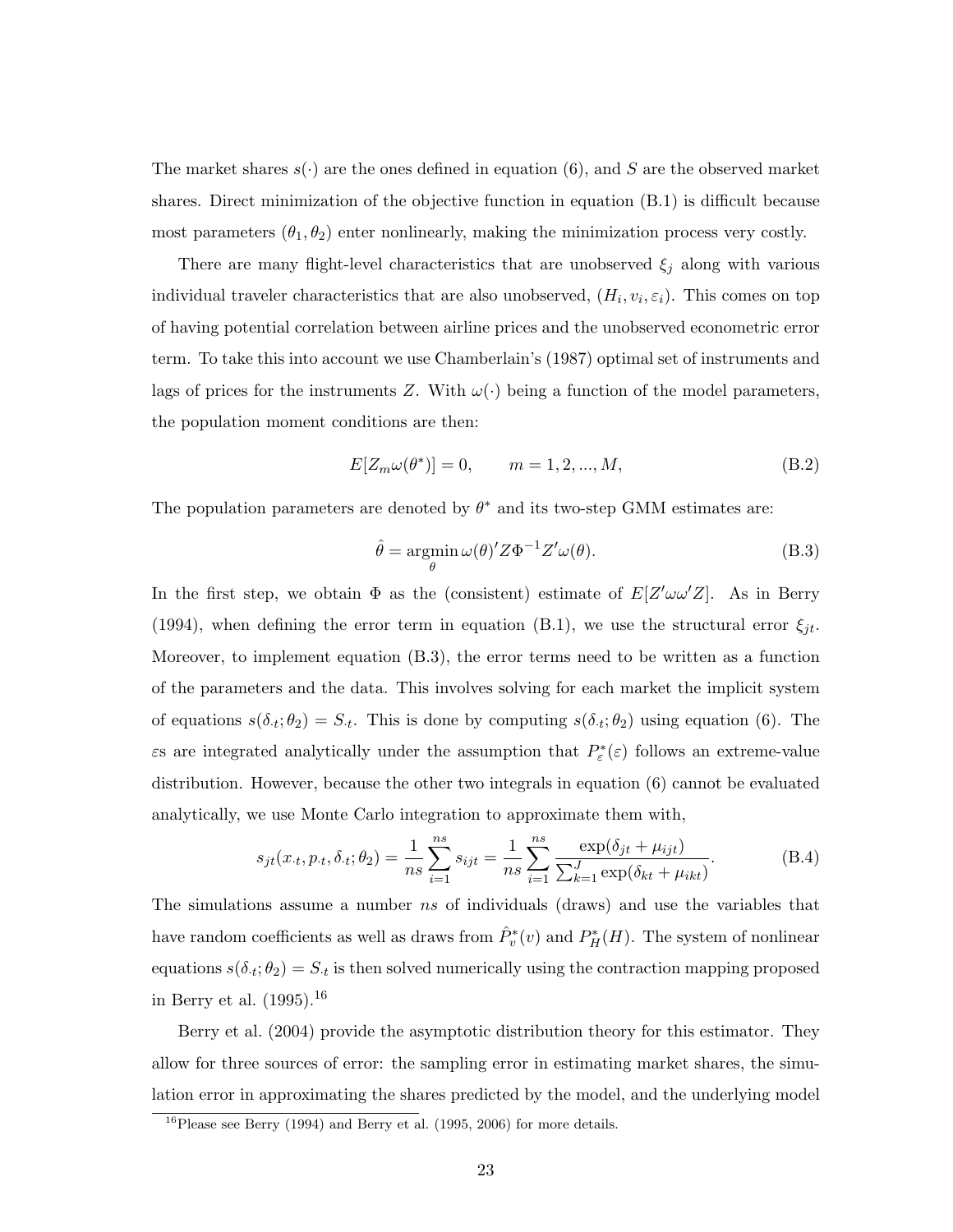The market shares $s(\cdot)$ are the ones defined in equation (6), and $S$ are the observed market shares. Direct minimization of the objective function in equation (B.1) is difficult because most parameters $(\theta_1, \theta_2)$ enter nonlinearly, making the minimization process very costly.

There are many flight-level characteristics that are unobserved $\xi_j$ along with various individual traveler characteristics that are also unobserved, $(H_i, v_i, \varepsilon_i)$. This comes on top of having potential correlation between airline prices and the unobserved econometric error term. To take this into account we use Chamberlain's (1987) optimal set of instruments and lags of prices for the instruments $Z$. With $\omega(\cdot)$ being a function of the model parameters, the population moment conditions are then:

$$E[Z_m \omega(\theta^*)] = 0, \qquad m = 1, 2, ..., M, \tag{B.2}$$

The population parameters are denoted by $\theta^*$ and its two-step GMM estimates are:

$$\hat{\theta} = \underset{\theta}{\operatorname{argmin}}\, \omega(\theta)' Z \Phi^{-1} Z' \omega(\theta). \tag{B.3}$$

In the first step, we obtain $\Phi$ as the (consistent) estimate of $E[Z'\omega\omega' Z]$. As in Berry (1994), when defining the error term in equation (B.1), we use the structural error $\xi_{jt}$. Moreover, to implement equation (B.3), the error terms need to be written as a function of the parameters and the data. This involves solving for each market the implicit system of equations $s(\delta_{\cdot t}; \theta_2) = S_{\cdot t}$. This is done by computing $s(\delta_{\cdot t}; \theta_2)$ using equation (6). The $\varepsilon$s are integrated analytically under the assumption that $P^*_\varepsilon(\varepsilon)$ follows an extreme-value distribution. However, because the other two integrals in equation (6) cannot be evaluated analytically, we use Monte Carlo integration to approximate them with,

$$s_{jt}(x_{\cdot t}, p_{\cdot t}, \delta_{\cdot t}; \theta_2) = \frac{1}{ns} \sum_{i=1}^{ns} s_{ijt} = \frac{1}{ns} \sum_{i=1}^{ns} \frac{\exp(\delta_{jt} + \mu_{ijt})}{\sum_{k=1}^{J} \exp(\delta_{kt} + \mu_{ikt})}. \tag{B.4}$$

The simulations assume a number $ns$ of individuals (draws) and use the variables that have random coefficients as well as draws from $\hat{P}^*_v(v)$ and $P^*_H(H)$. The system of nonlinear equations $s(\delta_{\cdot t}; \theta_2) = S_{\cdot t}$ is then solved numerically using the contraction mapping proposed in Berry et al. (1995).[16]

Berry et al. (2004) provide the asymptotic distribution theory for this estimator. They allow for three sources of error: the sampling error in estimating market shares, the simulation error in approximating the shares predicted by the model, and the underlying model

[16] Please see Berry (1994) and Berry et al. (1995, 2006) for more details.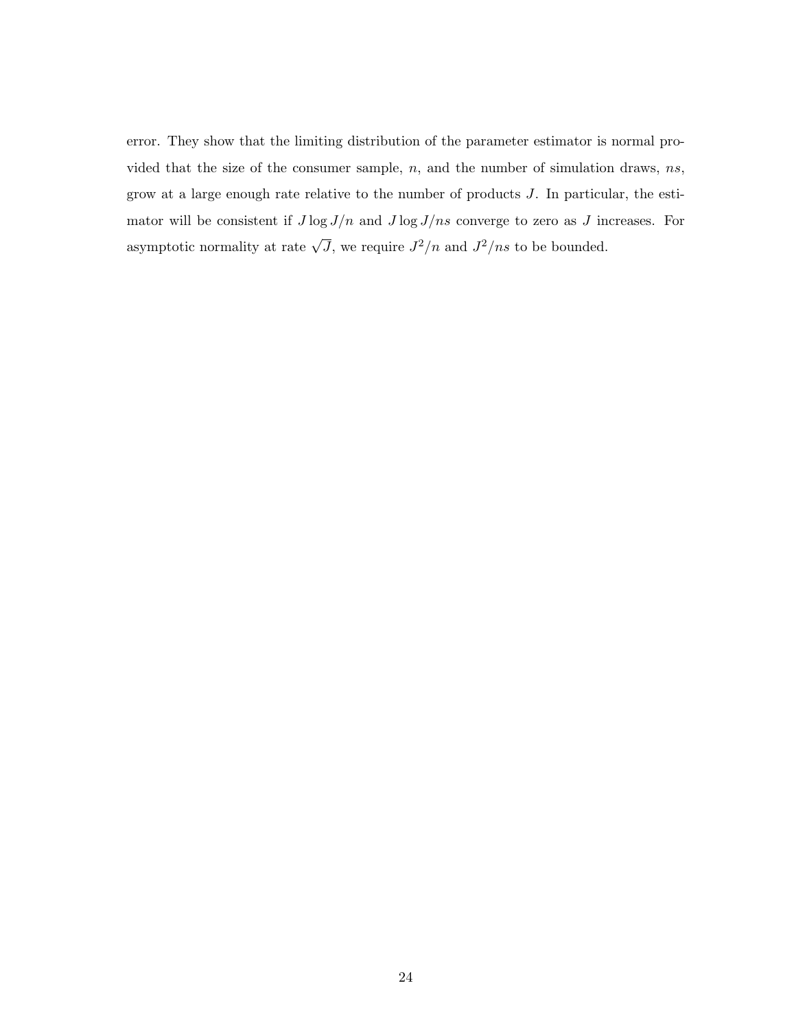error. They show that the limiting distribution of the parameter estimator is normal provided that the size of the consumer sample, $n$, and the number of simulation draws, $ns$, grow at a large enough rate relative to the number of products $J$. In particular, the estimator will be consistent if $J \log J/n$ and $J \log J/ns$ converge to zero as $J$ increases. For asymptotic normality at rate $\sqrt{J}$, we require $J^2/n$ and $J^2/ns$ to be bounded.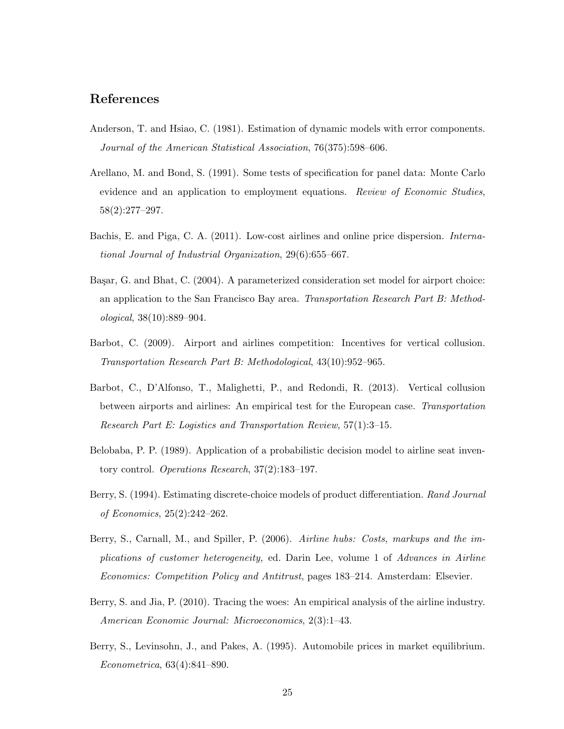## References

Anderson, T. and Hsiao, C. (1981). Estimation of dynamic models with error components. *Journal of the American Statistical Association*, 76(375):598–606.

Arellano, M. and Bond, S. (1991). Some tests of specification for panel data: Monte Carlo evidence and an application to employment equations. *Review of Economic Studies*, 58(2):277–297.

Bachis, E. and Piga, C. A. (2011). Low-cost airlines and online price dispersion. *International Journal of Industrial Organization*, 29(6):655–667.

Başar, G. and Bhat, C. (2004). A parameterized consideration set model for airport choice: an application to the San Francisco Bay area. *Transportation Research Part B: Methodological*, 38(10):889–904.

Barbot, C. (2009). Airport and airlines competition: Incentives for vertical collusion. *Transportation Research Part B: Methodological*, 43(10):952–965.

Barbot, C., D'Alfonso, T., Malighetti, P., and Redondi, R. (2013). Vertical collusion between airports and airlines: An empirical test for the European case. *Transportation Research Part E: Logistics and Transportation Review*, 57(1):3–15.

Belobaba, P. P. (1989). Application of a probabilistic decision model to airline seat inventory control. *Operations Research*, 37(2):183–197.

Berry, S. (1994). Estimating discrete-choice models of product differentiation. *Rand Journal of Economics*, 25(2):242–262.

Berry, S., Carnall, M., and Spiller, P. (2006). *Airline hubs: Costs, markups and the implications of customer heterogeneity,* ed. Darin Lee, volume 1 of *Advances in Airline Economics: Competition Policy and Antitrust*, pages 183–214. Amsterdam: Elsevier.

Berry, S. and Jia, P. (2010). Tracing the woes: An empirical analysis of the airline industry. *American Economic Journal: Microeconomics*, 2(3):1–43.

Berry, S., Levinsohn, J., and Pakes, A. (1995). Automobile prices in market equilibrium. *Econometrica*, 63(4):841–890.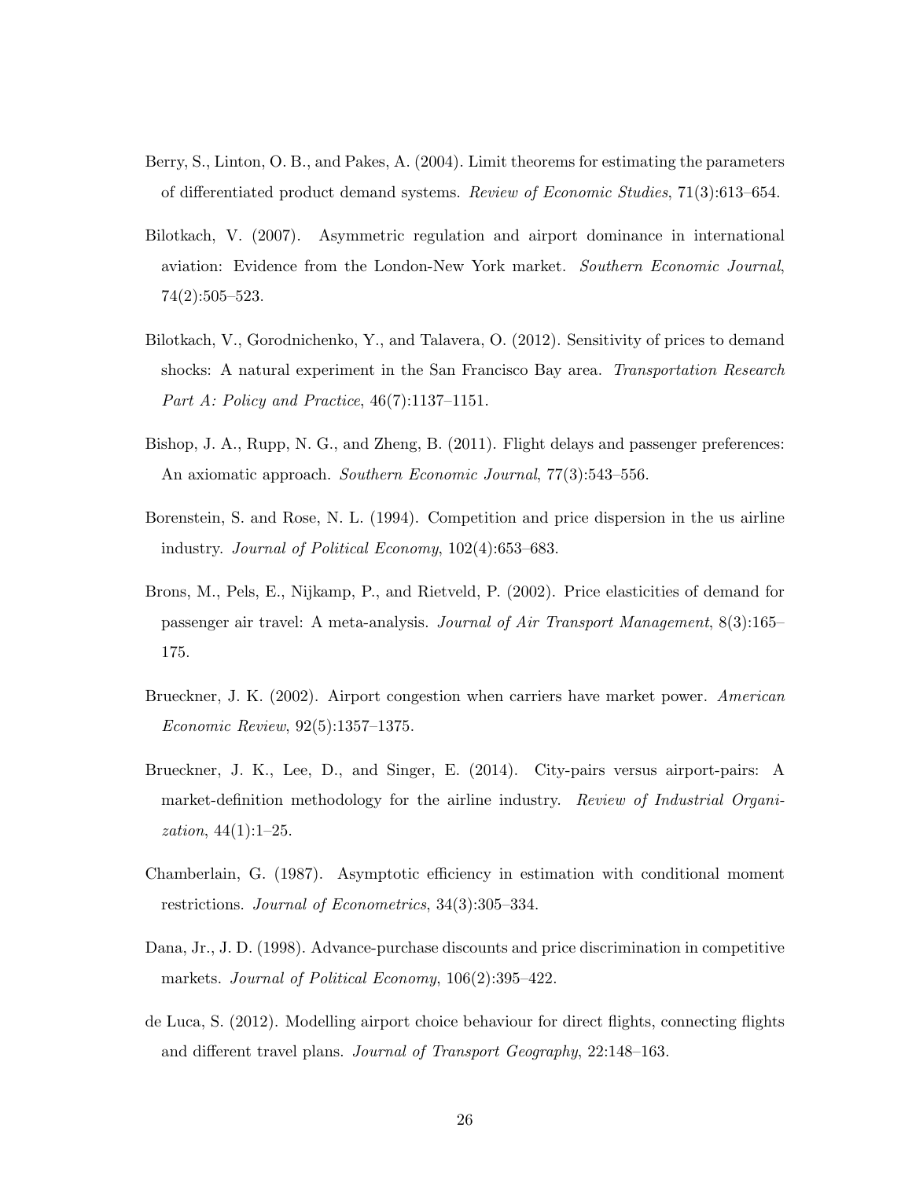Berry, S., Linton, O. B., and Pakes, A. (2004). Limit theorems for estimating the parameters of differentiated product demand systems. *Review of Economic Studies*, 71(3):613–654.

Bilotkach, V. (2007). Asymmetric regulation and airport dominance in international aviation: Evidence from the London-New York market. *Southern Economic Journal*, 74(2):505–523.

Bilotkach, V., Gorodnichenko, Y., and Talavera, O. (2012). Sensitivity of prices to demand shocks: A natural experiment in the San Francisco Bay area. *Transportation Research Part A: Policy and Practice*, 46(7):1137–1151.

Bishop, J. A., Rupp, N. G., and Zheng, B. (2011). Flight delays and passenger preferences: An axiomatic approach. *Southern Economic Journal*, 77(3):543–556.

Borenstein, S. and Rose, N. L. (1994). Competition and price dispersion in the us airline industry. *Journal of Political Economy*, 102(4):653–683.

Brons, M., Pels, E., Nijkamp, P., and Rietveld, P. (2002). Price elasticities of demand for passenger air travel: A meta-analysis. *Journal of Air Transport Management*, 8(3):165–175.

Brueckner, J. K. (2002). Airport congestion when carriers have market power. *American Economic Review*, 92(5):1357–1375.

Brueckner, J. K., Lee, D., and Singer, E. (2014). City-pairs versus airport-pairs: A market-definition methodology for the airline industry. *Review of Industrial Organization*, 44(1):1–25.

Chamberlain, G. (1987). Asymptotic efficiency in estimation with conditional moment restrictions. *Journal of Econometrics*, 34(3):305–334.

Dana, Jr., J. D. (1998). Advance-purchase discounts and price discrimination in competitive markets. *Journal of Political Economy*, 106(2):395–422.

de Luca, S. (2012). Modelling airport choice behaviour for direct flights, connecting flights and different travel plans. *Journal of Transport Geography*, 22:148–163.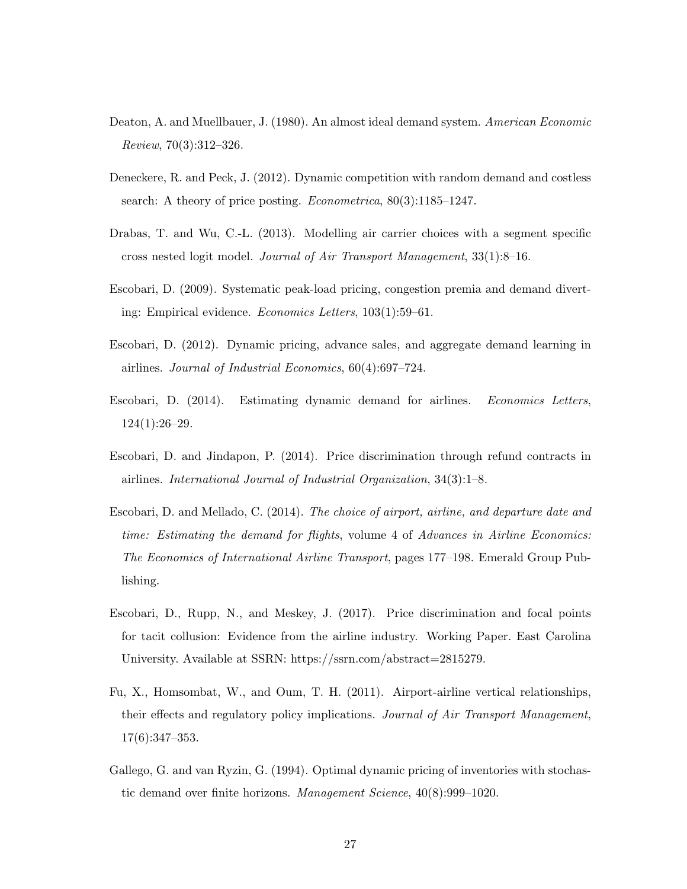Deaton, A. and Muellbauer, J. (1980). An almost ideal demand system. *American Economic Review*, 70(3):312–326.

Deneckere, R. and Peck, J. (2012). Dynamic competition with random demand and costless search: A theory of price posting. *Econometrica*, 80(3):1185–1247.

Drabas, T. and Wu, C.-L. (2013). Modelling air carrier choices with a segment specific cross nested logit model. *Journal of Air Transport Management*, 33(1):8–16.

Escobari, D. (2009). Systematic peak-load pricing, congestion premia and demand diverting: Empirical evidence. *Economics Letters*, 103(1):59–61.

Escobari, D. (2012). Dynamic pricing, advance sales, and aggregate demand learning in airlines. *Journal of Industrial Economics*, 60(4):697–724.

Escobari, D. (2014). Estimating dynamic demand for airlines. *Economics Letters*, 124(1):26–29.

Escobari, D. and Jindapon, P. (2014). Price discrimination through refund contracts in airlines. *International Journal of Industrial Organization*, 34(3):1–8.

Escobari, D. and Mellado, C. (2014). *The choice of airport, airline, and departure date and time: Estimating the demand for flights*, volume 4 of *Advances in Airline Economics: The Economics of International Airline Transport*, pages 177–198. Emerald Group Publishing.

Escobari, D., Rupp, N., and Meskey, J. (2017). Price discrimination and focal points for tacit collusion: Evidence from the airline industry. Working Paper. East Carolina University. Available at SSRN: https://ssrn.com/abstract=2815279.

Fu, X., Homsombat, W., and Oum, T. H. (2011). Airport-airline vertical relationships, their effects and regulatory policy implications. *Journal of Air Transport Management*, 17(6):347–353.

Gallego, G. and van Ryzin, G. (1994). Optimal dynamic pricing of inventories with stochastic demand over finite horizons. *Management Science*, 40(8):999–1020.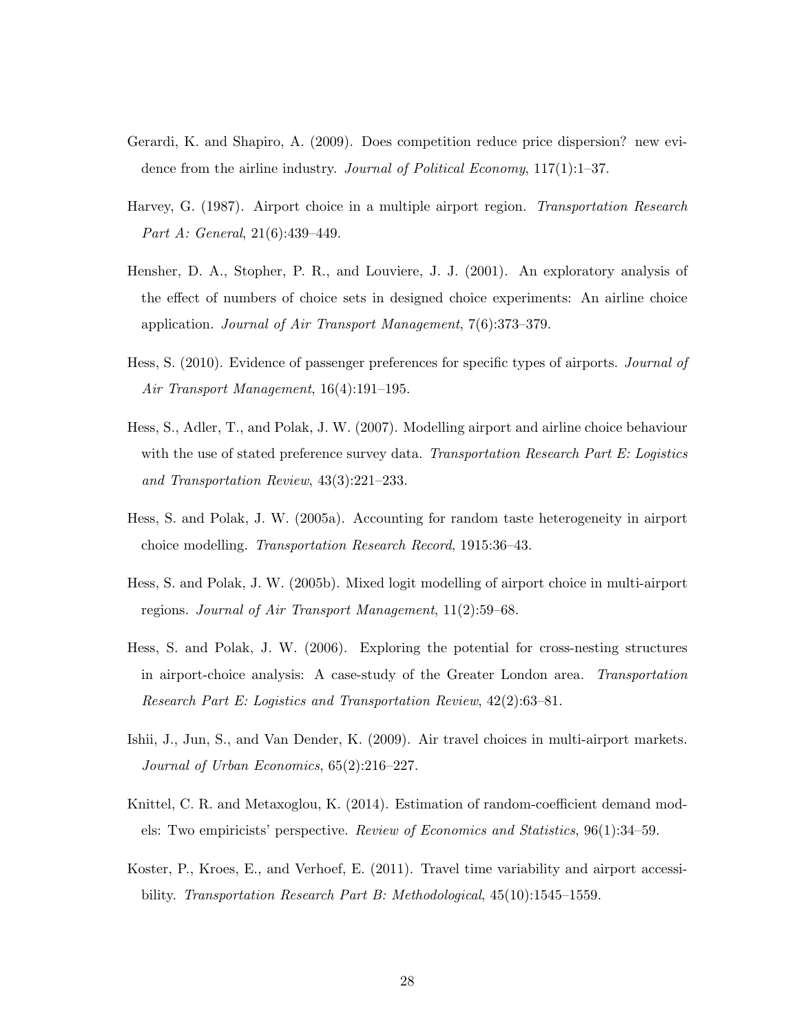Gerardi, K. and Shapiro, A. (2009). Does competition reduce price dispersion? new evidence from the airline industry. *Journal of Political Economy*, 117(1):1–37.

Harvey, G. (1987). Airport choice in a multiple airport region. *Transportation Research Part A: General*, 21(6):439–449.

Hensher, D. A., Stopher, P. R., and Louviere, J. J. (2001). An exploratory analysis of the effect of numbers of choice sets in designed choice experiments: An airline choice application. *Journal of Air Transport Management*, 7(6):373–379.

Hess, S. (2010). Evidence of passenger preferences for specific types of airports. *Journal of Air Transport Management*, 16(4):191–195.

Hess, S., Adler, T., and Polak, J. W. (2007). Modelling airport and airline choice behaviour with the use of stated preference survey data. *Transportation Research Part E: Logistics and Transportation Review*, 43(3):221–233.

Hess, S. and Polak, J. W. (2005a). Accounting for random taste heterogeneity in airport choice modelling. *Transportation Research Record*, 1915:36–43.

Hess, S. and Polak, J. W. (2005b). Mixed logit modelling of airport choice in multi-airport regions. *Journal of Air Transport Management*, 11(2):59–68.

Hess, S. and Polak, J. W. (2006). Exploring the potential for cross-nesting structures in airport-choice analysis: A case-study of the Greater London area. *Transportation Research Part E: Logistics and Transportation Review*, 42(2):63–81.

Ishii, J., Jun, S., and Van Dender, K. (2009). Air travel choices in multi-airport markets. *Journal of Urban Economics*, 65(2):216–227.

Knittel, C. R. and Metaxoglou, K. (2014). Estimation of random-coefficient demand models: Two empiricists' perspective. *Review of Economics and Statistics*, 96(1):34–59.

Koster, P., Kroes, E., and Verhoef, E. (2011). Travel time variability and airport accessibility. *Transportation Research Part B: Methodological*, 45(10):1545–1559.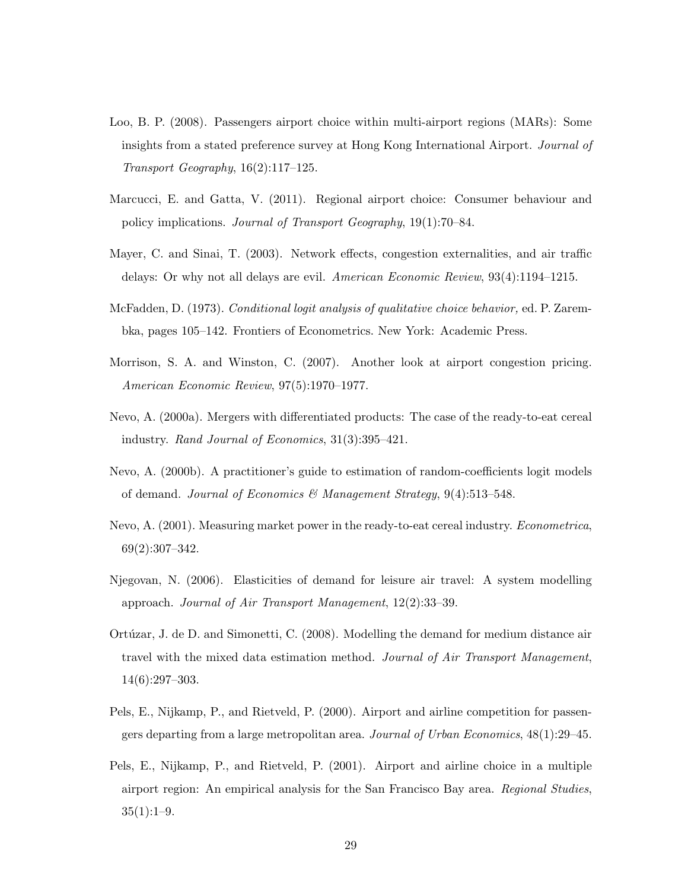Loo, B. P. (2008). Passengers airport choice within multi-airport regions (MARs): Some insights from a stated preference survey at Hong Kong International Airport. *Journal of Transport Geography*, 16(2):117–125.

Marcucci, E. and Gatta, V. (2011). Regional airport choice: Consumer behaviour and policy implications. *Journal of Transport Geography*, 19(1):70–84.

Mayer, C. and Sinai, T. (2003). Network effects, congestion externalities, and air traffic delays: Or why not all delays are evil. *American Economic Review*, 93(4):1194–1215.

McFadden, D. (1973). *Conditional logit analysis of qualitative choice behavior,* ed. P. Zarembka, pages 105–142. Frontiers of Econometrics. New York: Academic Press.

Morrison, S. A. and Winston, C. (2007). Another look at airport congestion pricing. *American Economic Review*, 97(5):1970–1977.

Nevo, A. (2000a). Mergers with differentiated products: The case of the ready-to-eat cereal industry. *Rand Journal of Economics*, 31(3):395–421.

Nevo, A. (2000b). A practitioner's guide to estimation of random-coefficients logit models of demand. *Journal of Economics & Management Strategy*, 9(4):513–548.

Nevo, A. (2001). Measuring market power in the ready-to-eat cereal industry. *Econometrica*, 69(2):307–342.

Njegovan, N. (2006). Elasticities of demand for leisure air travel: A system modelling approach. *Journal of Air Transport Management*, 12(2):33–39.

Ortúzar, J. de D. and Simonetti, C. (2008). Modelling the demand for medium distance air travel with the mixed data estimation method. *Journal of Air Transport Management*, 14(6):297–303.

Pels, E., Nijkamp, P., and Rietveld, P. (2000). Airport and airline competition for passengers departing from a large metropolitan area. *Journal of Urban Economics*, 48(1):29–45.

Pels, E., Nijkamp, P., and Rietveld, P. (2001). Airport and airline choice in a multiple airport region: An empirical analysis for the San Francisco Bay area. *Regional Studies*, 35(1):1–9.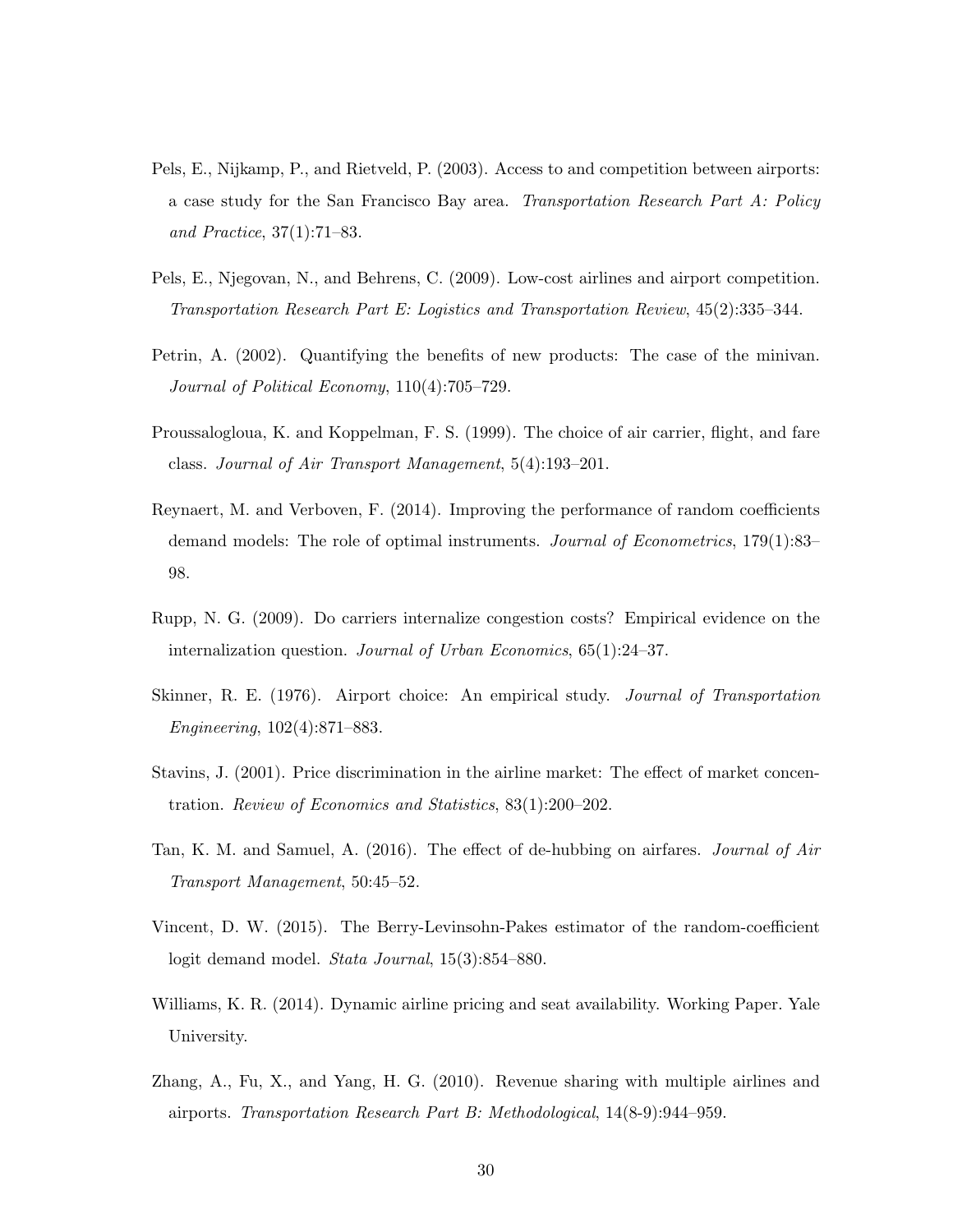Pels, E., Nijkamp, P., and Rietveld, P. (2003). Access to and competition between airports: a case study for the San Francisco Bay area. *Transportation Research Part A: Policy and Practice*, 37(1):71–83.

Pels, E., Njegovan, N., and Behrens, C. (2009). Low-cost airlines and airport competition. *Transportation Research Part E: Logistics and Transportation Review*, 45(2):335–344.

Petrin, A. (2002). Quantifying the benefits of new products: The case of the minivan. *Journal of Political Economy*, 110(4):705–729.

Proussalogloua, K. and Koppelman, F. S. (1999). The choice of air carrier, flight, and fare class. *Journal of Air Transport Management*, 5(4):193–201.

Reynaert, M. and Verboven, F. (2014). Improving the performance of random coefficients demand models: The role of optimal instruments. *Journal of Econometrics*, 179(1):83–98.

Rupp, N. G. (2009). Do carriers internalize congestion costs? Empirical evidence on the internalization question. *Journal of Urban Economics*, 65(1):24–37.

Skinner, R. E. (1976). Airport choice: An empirical study. *Journal of Transportation Engineering*, 102(4):871–883.

Stavins, J. (2001). Price discrimination in the airline market: The effect of market concentration. *Review of Economics and Statistics*, 83(1):200–202.

Tan, K. M. and Samuel, A. (2016). The effect of de-hubbing on airfares. *Journal of Air Transport Management*, 50:45–52.

Vincent, D. W. (2015). The Berry-Levinsohn-Pakes estimator of the random-coefficient logit demand model. *Stata Journal*, 15(3):854–880.

Williams, K. R. (2014). Dynamic airline pricing and seat availability. Working Paper. Yale University.

Zhang, A., Fu, X., and Yang, H. G. (2010). Revenue sharing with multiple airlines and airports. *Transportation Research Part B: Methodological*, 14(8-9):944–959.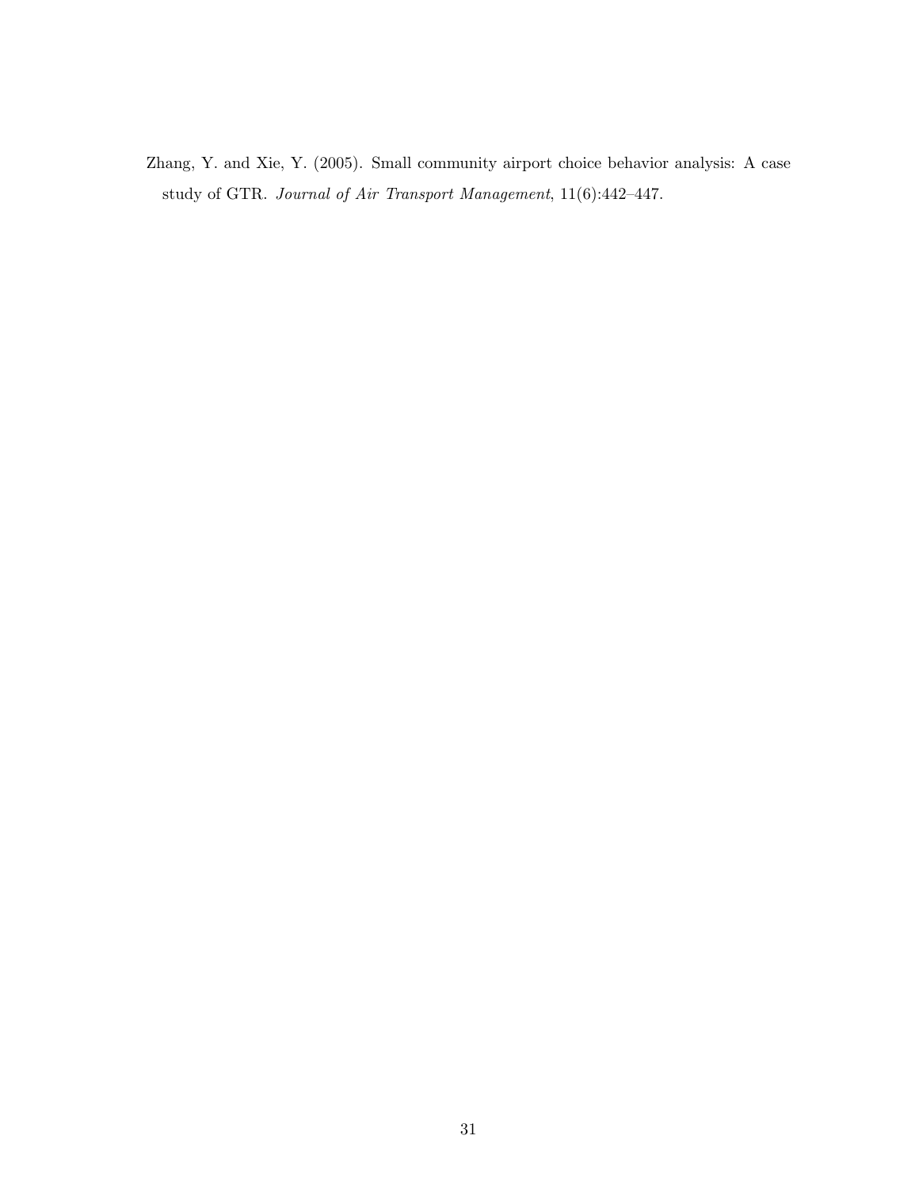Zhang, Y. and Xie, Y. (2005). Small community airport choice behavior analysis: A case study of GTR. *Journal of Air Transport Management*, 11(6):442–447.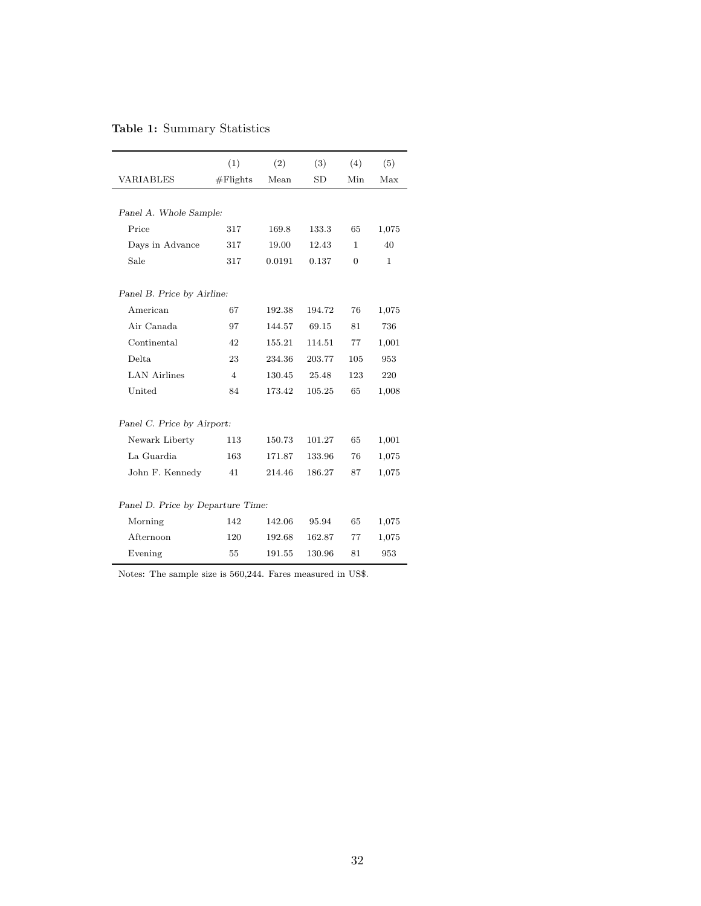**Table 1:** Summary Statistics

| VARIABLES | (1)<br>#Flights | (2)<br>Mean | (3)<br>SD | (4)<br>Min | (5)<br>Max |
|---|---|---|---|---|---|
| *Panel A. Whole Sample:* | | | | | |
| Price | 317 | 169.8 | 133.3 | 65 | 1,075 |
| Days in Advance | 317 | 19.00 | 12.43 | 1 | 40 |
| Sale | 317 | 0.0191 | 0.137 | 0 | 1 |
| *Panel B. Price by Airline:* | | | | | |
| American | 67 | 192.38 | 194.72 | 76 | 1,075 |
| Air Canada | 97 | 144.57 | 69.15 | 81 | 736 |
| Continental | 42 | 155.21 | 114.51 | 77 | 1,001 |
| Delta | 23 | 234.36 | 203.77 | 105 | 953 |
| LAN Airlines | 4 | 130.45 | 25.48 | 123 | 220 |
| United | 84 | 173.42 | 105.25 | 65 | 1,008 |
| *Panel C. Price by Airport:* | | | | | |
| Newark Liberty | 113 | 150.73 | 101.27 | 65 | 1,001 |
| La Guardia | 163 | 171.87 | 133.96 | 76 | 1,075 |
| John F. Kennedy | 41 | 214.46 | 186.27 | 87 | 1,075 |
| *Panel D. Price by Departure Time:* | | | | | |
| Morning | 142 | 142.06 | 95.94 | 65 | 1,075 |
| Afternoon | 120 | 192.68 | 162.87 | 77 | 1,075 |
| Evening | 55 | 191.55 | 130.96 | 81 | 953 |

Notes: The sample size is 560,244. Fares measured in US$.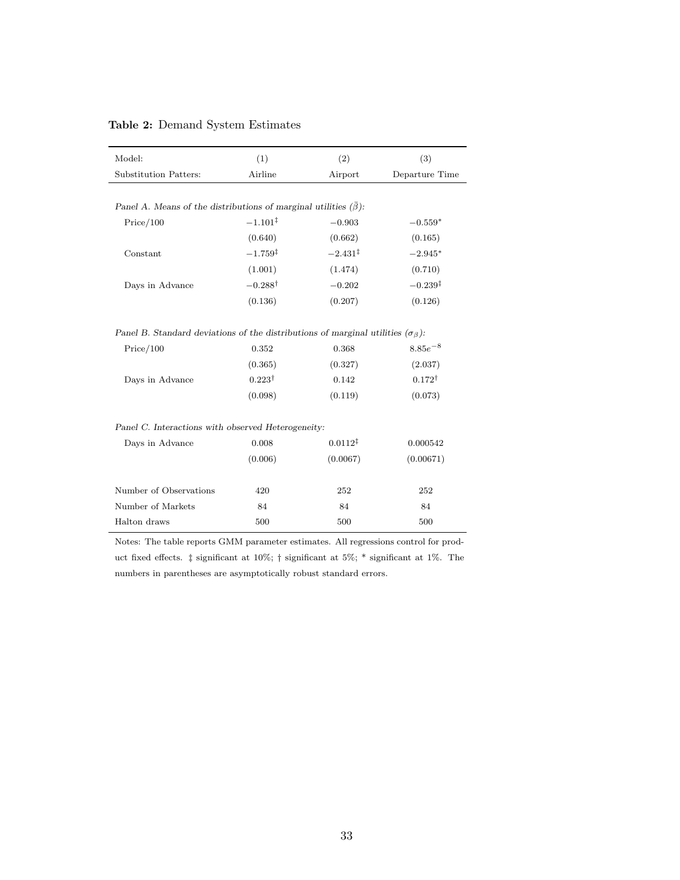**Table 2:** Demand System Estimates

| Model: | (1) | (2) | (3) |
|---|---|---|---|
| Substitution Patters: | Airline | Airport | Departure Time |
| *Panel A. Means of the distributions of marginal utilities ($\bar{\beta}$):* | | | |
| Price/100 | $-1.101^{\ddagger}$ | $-0.903$ | $-0.559^{*}$ |
| | (0.640) | (0.662) | (0.165) |
| Constant | $-1.759^{\ddagger}$ | $-2.431^{\ddagger}$ | $-2.945^{*}$ |
| | (1.001) | (1.474) | (0.710) |
| Days in Advance | $-0.288^{\dagger}$ | $-0.202$ | $-0.239^{\ddagger}$ |
| | (0.136) | (0.207) | (0.126) |
| *Panel B. Standard deviations of the distributions of marginal utilities ($\sigma_{\beta}$):* | | | |
| Price/100 | 0.352 | 0.368 | $8.85e^{-8}$ |
| | (0.365) | (0.327) | (2.037) |
| Days in Advance | $0.223^{\dagger}$ | 0.142 | $0.172^{\dagger}$ |
| | (0.098) | (0.119) | (0.073) |
| *Panel C. Interactions with observed Heterogeneity:* | | | |
| Days in Advance | 0.008 | $0.0112^{\ddagger}$ | 0.000542 |
| | (0.006) | (0.0067) | (0.00671) |
| Number of Observations | 420 | 252 | 252 |
| Number of Markets | 84 | 84 | 84 |
| Halton draws | 500 | 500 | 500 |

Notes: The table reports GMM parameter estimates. All regressions control for product fixed effects. ‡ significant at 10%; † significant at 5%; * significant at 1%. The numbers in parentheses are asymptotically robust standard errors.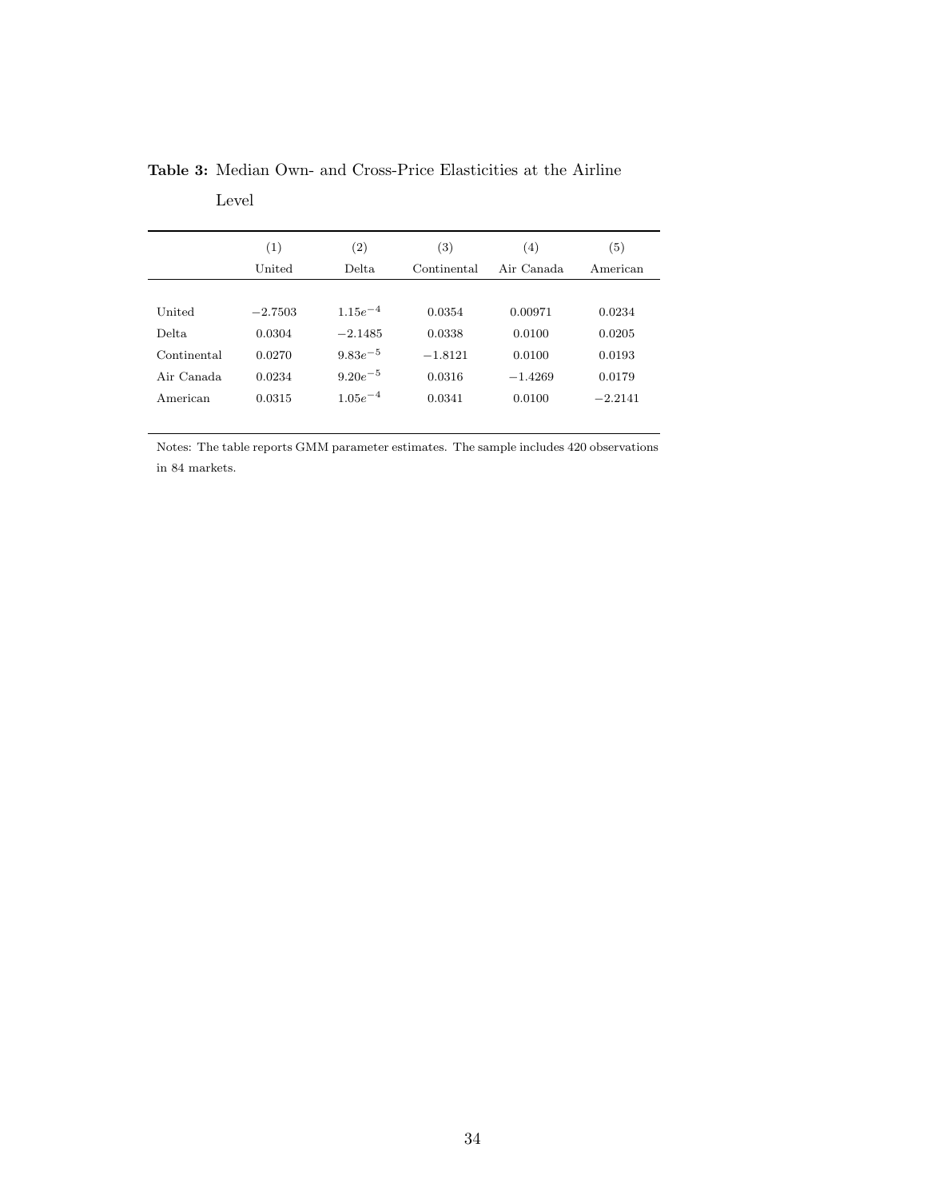**Table 3:** Median Own- and Cross-Price Elasticities at the Airline Level

| | (1) | (2) | (3) | (4) | (5) |
|---|---|---|---|---|---|
| | United | Delta | Continental | Air Canada | American |
| United | $-2.7503$ | $1.15e^{-4}$ | 0.0354 | 0.00971 | 0.0234 |
| Delta | 0.0304 | $-2.1485$ | 0.0338 | 0.0100 | 0.0205 |
| Continental | 0.0270 | $9.83e^{-5}$ | $-1.8121$ | 0.0100 | 0.0193 |
| Air Canada | 0.0234 | $9.20e^{-5}$ | 0.0316 | $-1.4269$ | 0.0179 |
| American | 0.0315 | $1.05e^{-4}$ | 0.0341 | 0.0100 | $-2.2141$ |

Notes: The table reports GMM parameter estimates. The sample includes 420 observations in 84 markets.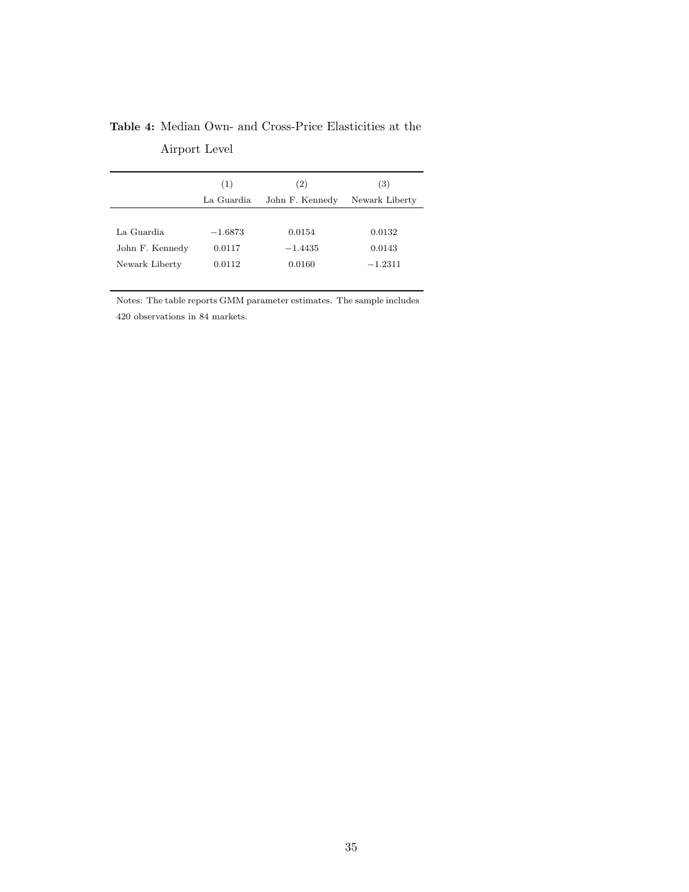**Table 4:** Median Own- and Cross-Price Elasticities at the Airport Level

| | (1) La Guardia | (2) John F. Kennedy | (3) Newark Liberty |
|---|---|---|---|
| La Guardia | −1.6873 | 0.0154 | 0.0132 |
| John F. Kennedy | 0.0117 | −1.4435 | 0.0143 |
| Newark Liberty | 0.0112 | 0.0160 | −1.2311 |

Notes: The table reports GMM parameter estimates. The sample includes 420 observations in 84 markets.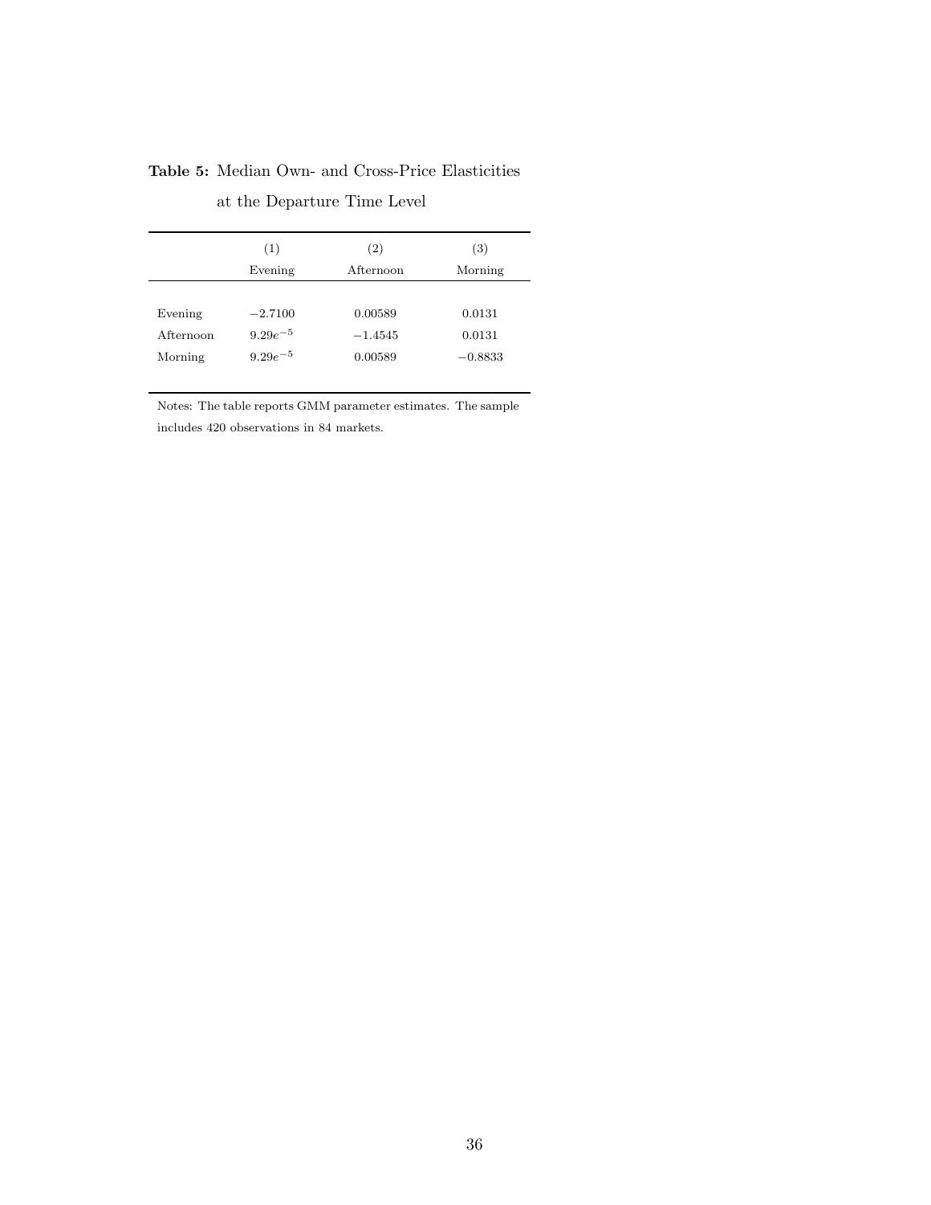**Table 5:** Median Own- and Cross-Price Elasticities at the Departure Time Level

| | (1) | (2) | (3) |
|---|---|---|---|
| | Evening | Afternoon | Morning |
| Evening | $-2.7100$ | 0.00589 | 0.0131 |
| Afternoon | $9.29e^{-5}$ | $-1.4545$ | 0.0131 |
| Morning | $9.29e^{-5}$ | 0.00589 | $-0.8833$ |

Notes: The table reports GMM parameter estimates. The sample includes 420 observations in 84 markets.